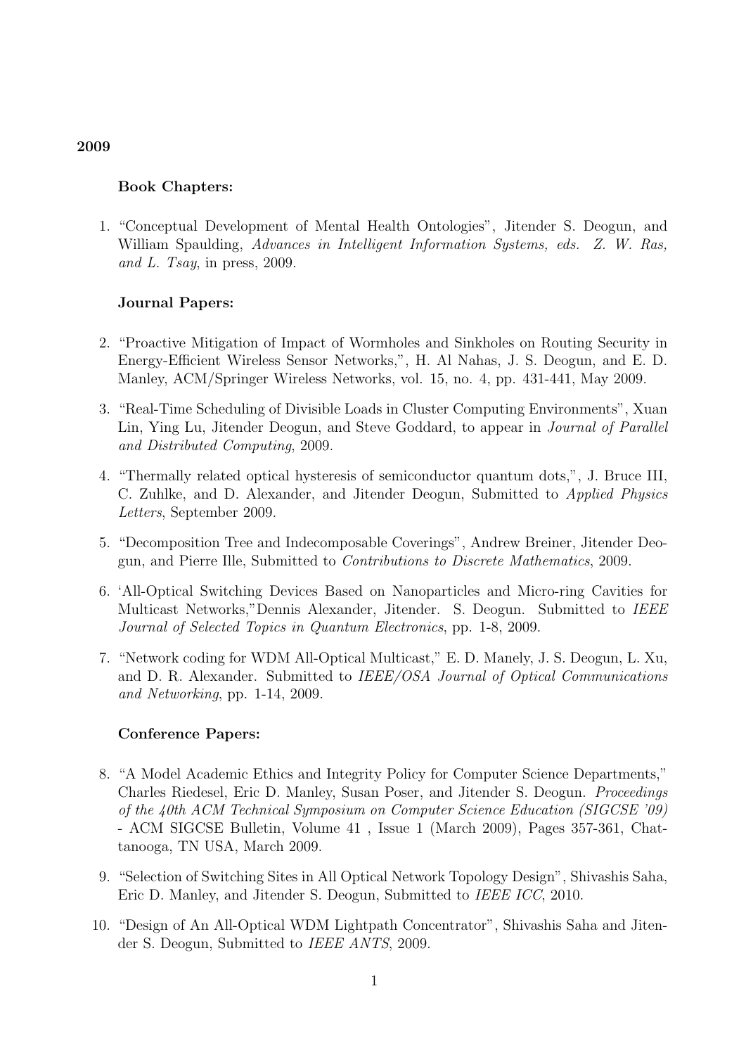**2009**

**Book Chapters:**

1. "Conceptual Development of Mental Health Ontologies", Jitender S. Deogun, and William Spaulding, *Advances in Intelligent Information Systems, eds. Z. W. Ras, and L. Tsay*, in press, 2009.

**Journal Papers:**

2. "Proactive Mitigation of Impact of Wormholes and Sinkholes on Routing Security in Energy-Efficient Wireless Sensor Networks,", H. Al Nahas, J. S. Deogun, and E. D. Manley, ACM/Springer Wireless Networks, vol. 15, no. 4, pp. 431-441, May 2009.

3. "Real-Time Scheduling of Divisible Loads in Cluster Computing Environments", Xuan Lin, Ying Lu, Jitender Deogun, and Steve Goddard, to appear in *Journal of Parallel and Distributed Computing*, 2009.

4. "Thermally related optical hysteresis of semiconductor quantum dots,", J. Bruce III, C. Zuhlke, and D. Alexander, and Jitender Deogun, Submitted to *Applied Physics Letters*, September 2009.

5. "Decomposition Tree and Indecomposable Coverings", Andrew Breiner, Jitender Deogun, and Pierre Ille, Submitted to *Contributions to Discrete Mathematics*, 2009.

6. 'All-Optical Switching Devices Based on Nanoparticles and Micro-ring Cavities for Multicast Networks,"Dennis Alexander, Jitender. S. Deogun. Submitted to *IEEE Journal of Selected Topics in Quantum Electronics*, pp. 1-8, 2009.

7. "Network coding for WDM All-Optical Multicast," E. D. Manely, J. S. Deogun, L. Xu, and D. R. Alexander. Submitted to *IEEE/OSA Journal of Optical Communications and Networking*, pp. 1-14, 2009.

**Conference Papers:**

8. "A Model Academic Ethics and Integrity Policy for Computer Science Departments," Charles Riedesel, Eric D. Manley, Susan Poser, and Jitender S. Deogun. *Proceedings of the 40th ACM Technical Symposium on Computer Science Education (SIGCSE '09)* - ACM SIGCSE Bulletin, Volume 41 , Issue 1 (March 2009), Pages 357-361, Chattanooga, TN USA, March 2009.

9. "Selection of Switching Sites in All Optical Network Topology Design", Shivashis Saha, Eric D. Manley, and Jitender S. Deogun, Submitted to *IEEE ICC*, 2010.

10. "Design of An All-Optical WDM Lightpath Concentrator", Shivashis Saha and Jitender S. Deogun, Submitted to *IEEE ANTS*, 2009.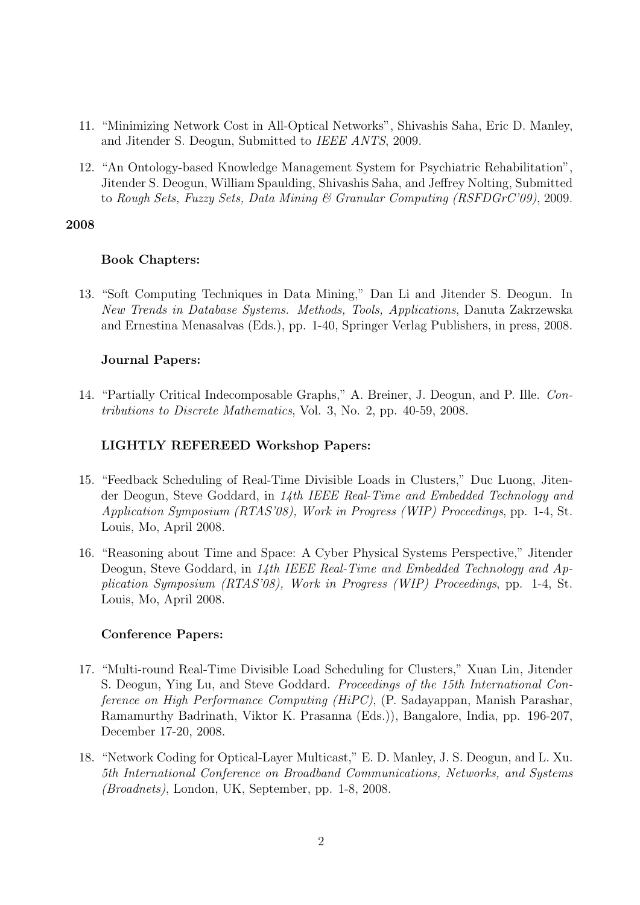11. "Minimizing Network Cost in All-Optical Networks", Shivashis Saha, Eric D. Manley, and Jitender S. Deogun, Submitted to *IEEE ANTS*, 2009.

12. "An Ontology-based Knowledge Management System for Psychiatric Rehabilitation", Jitender S. Deogun, William Spaulding, Shivashis Saha, and Jeffrey Nolting, Submitted to *Rough Sets, Fuzzy Sets, Data Mining & Granular Computing (RSFDGrC'09)*, 2009.

**2008**

**Book Chapters:**

13. "Soft Computing Techniques in Data Mining," Dan Li and Jitender S. Deogun. In *New Trends in Database Systems. Methods, Tools, Applications*, Danuta Zakrzewska and Ernestina Menasalvas (Eds.), pp. 1-40, Springer Verlag Publishers, in press, 2008.

**Journal Papers:**

14. "Partially Critical Indecomposable Graphs," A. Breiner, J. Deogun, and P. Ille. *Contributions to Discrete Mathematics*, Vol. 3, No. 2, pp. 40-59, 2008.

**LIGHTLY REFEREED Workshop Papers:**

15. "Feedback Scheduling of Real-Time Divisible Loads in Clusters," Duc Luong, Jitender Deogun, Steve Goddard, in *14th IEEE Real-Time and Embedded Technology and Application Symposium (RTAS'08), Work in Progress (WIP) Proceedings*, pp. 1-4, St. Louis, Mo, April 2008.

16. "Reasoning about Time and Space: A Cyber Physical Systems Perspective," Jitender Deogun, Steve Goddard, in *14th IEEE Real-Time and Embedded Technology and Application Symposium (RTAS'08), Work in Progress (WIP) Proceedings*, pp. 1-4, St. Louis, Mo, April 2008.

**Conference Papers:**

17. "Multi-round Real-Time Divisible Load Scheduling for Clusters," Xuan Lin, Jitender S. Deogun, Ying Lu, and Steve Goddard. *Proceedings of the 15th International Conference on High Performance Computing (HiPC)*, (P. Sadayappan, Manish Parashar, Ramamurthy Badrinath, Viktor K. Prasanna (Eds.)), Bangalore, India, pp. 196-207, December 17-20, 2008.

18. "Network Coding for Optical-Layer Multicast," E. D. Manley, J. S. Deogun, and L. Xu. *5th International Conference on Broadband Communications, Networks, and Systems (Broadnets)*, London, UK, September, pp. 1-8, 2008.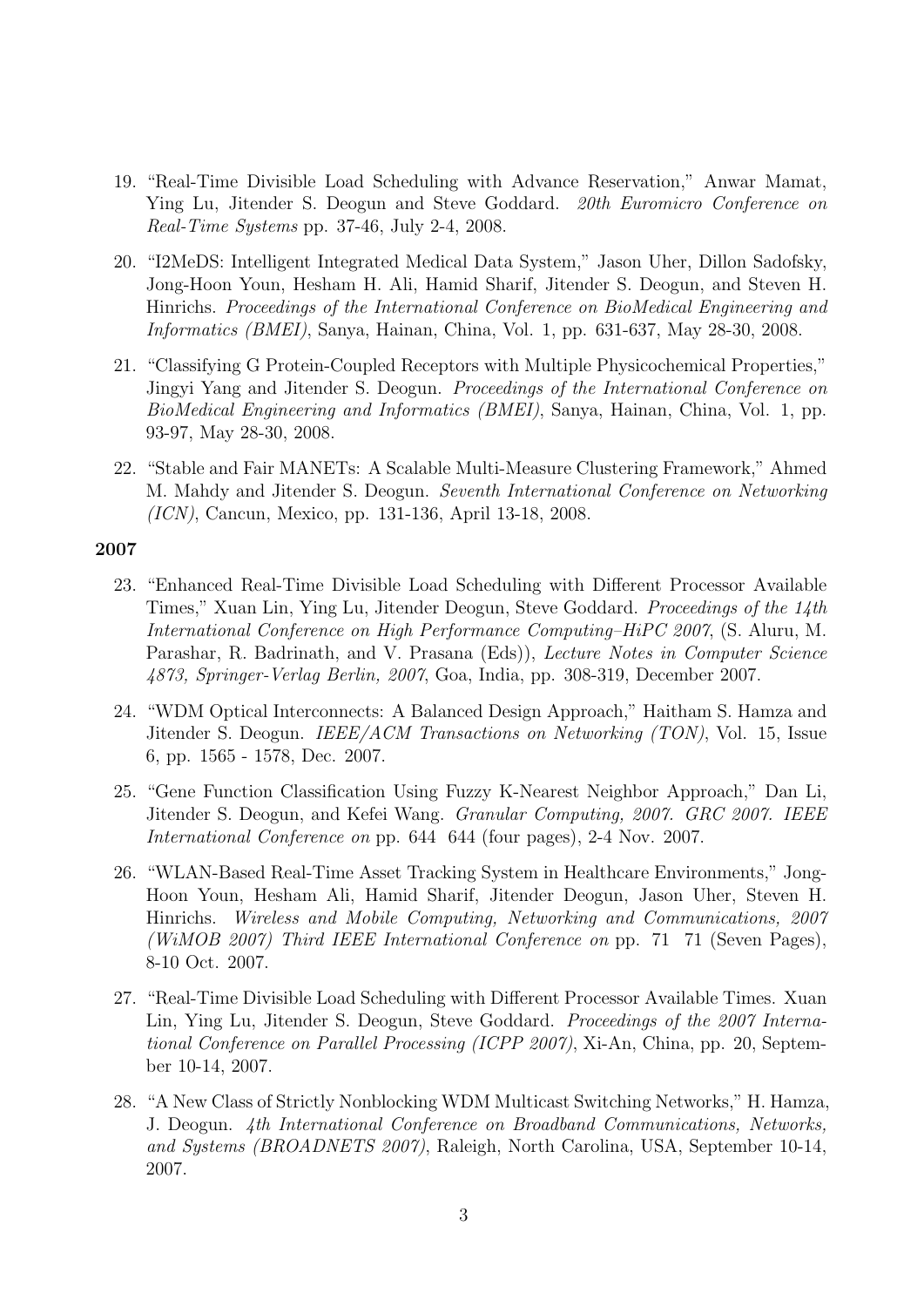19. "Real-Time Divisible Load Scheduling with Advance Reservation," Anwar Mamat, Ying Lu, Jitender S. Deogun and Steve Goddard. *20th Euromicro Conference on Real-Time Systems* pp. 37-46, July 2-4, 2008.

20. "I2MeDS: Intelligent Integrated Medical Data System," Jason Uher, Dillon Sadofsky, Jong-Hoon Youn, Hesham H. Ali, Hamid Sharif, Jitender S. Deogun, and Steven H. Hinrichs. *Proceedings of the International Conference on BioMedical Engineering and Informatics (BMEI)*, Sanya, Hainan, China, Vol. 1, pp. 631-637, May 28-30, 2008.

21. "Classifying G Protein-Coupled Receptors with Multiple Physicochemical Properties," Jingyi Yang and Jitender S. Deogun. *Proceedings of the International Conference on BioMedical Engineering and Informatics (BMEI)*, Sanya, Hainan, China, Vol. 1, pp. 93-97, May 28-30, 2008.

22. "Stable and Fair MANETs: A Scalable Multi-Measure Clustering Framework," Ahmed M. Mahdy and Jitender S. Deogun. *Seventh International Conference on Networking (ICN)*, Cancun, Mexico, pp. 131-136, April 13-18, 2008.

**2007**

23. "Enhanced Real-Time Divisible Load Scheduling with Different Processor Available Times," Xuan Lin, Ying Lu, Jitender Deogun, Steve Goddard. *Proceedings of the 14th International Conference on High Performance Computing–HiPC 2007*, (S. Aluru, M. Parashar, R. Badrinath, and V. Prasana (Eds)), *Lecture Notes in Computer Science 4873, Springer-Verlag Berlin, 2007*, Goa, India, pp. 308-319, December 2007.

24. "WDM Optical Interconnects: A Balanced Design Approach," Haitham S. Hamza and Jitender S. Deogun. *IEEE/ACM Transactions on Networking (TON)*, Vol. 15, Issue 6, pp. 1565 - 1578, Dec. 2007.

25. "Gene Function Classification Using Fuzzy K-Nearest Neighbor Approach," Dan Li, Jitender S. Deogun, and Kefei Wang. *Granular Computing, 2007. GRC 2007. IEEE International Conference on* pp. 644 644 (four pages), 2-4 Nov. 2007.

26. "WLAN-Based Real-Time Asset Tracking System in Healthcare Environments," Jong-Hoon Youn, Hesham Ali, Hamid Sharif, Jitender Deogun, Jason Uher, Steven H. Hinrichs. *Wireless and Mobile Computing, Networking and Communications, 2007 (WiMOB 2007) Third IEEE International Conference on* pp. 71 71 (Seven Pages), 8-10 Oct. 2007.

27. "Real-Time Divisible Load Scheduling with Different Processor Available Times. Xuan Lin, Ying Lu, Jitender S. Deogun, Steve Goddard. *Proceedings of the 2007 International Conference on Parallel Processing (ICPP 2007)*, Xi-An, China, pp. 20, September 10-14, 2007.

28. "A New Class of Strictly Nonblocking WDM Multicast Switching Networks," H. Hamza, J. Deogun. *4th International Conference on Broadband Communications, Networks, and Systems (BROADNETS 2007)*, Raleigh, North Carolina, USA, September 10-14, 2007.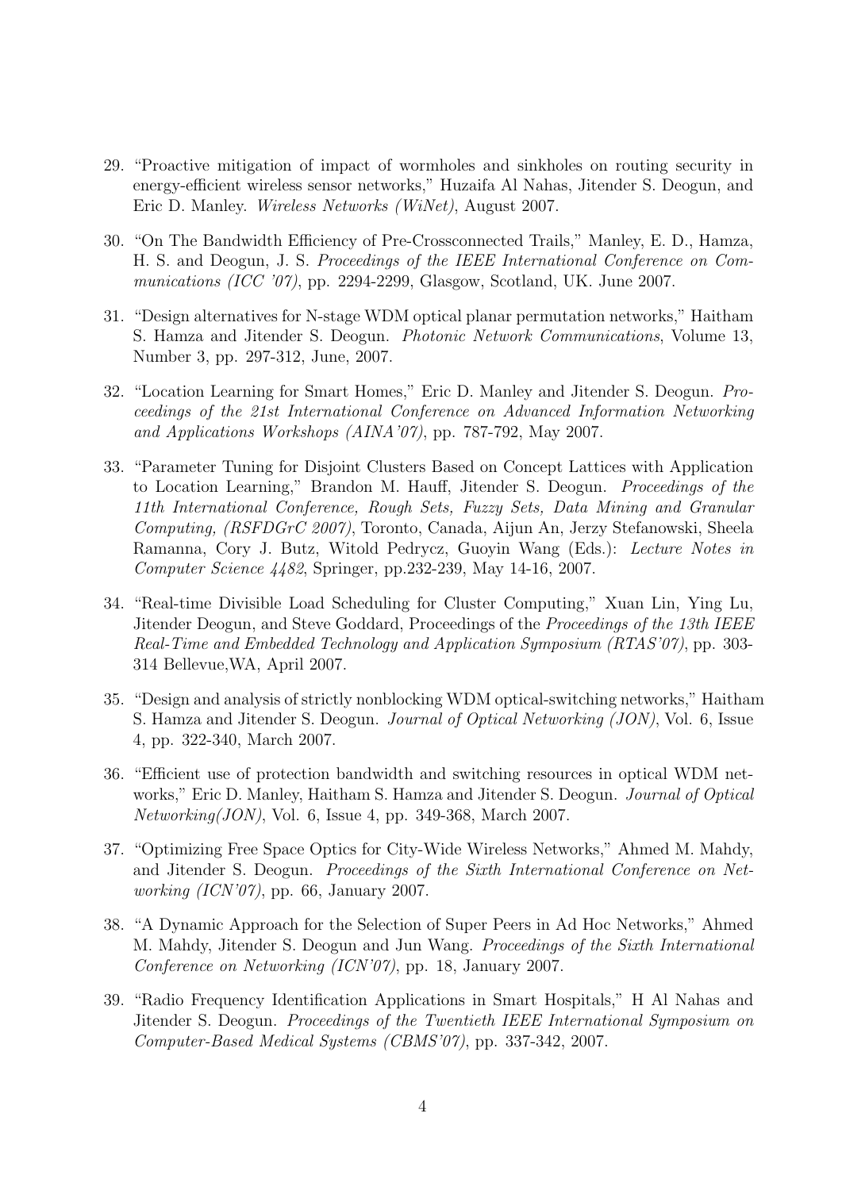29. "Proactive mitigation of impact of wormholes and sinkholes on routing security in energy-efficient wireless sensor networks," Huzaifa Al Nahas, Jitender S. Deogun, and Eric D. Manley. *Wireless Networks (WiNet)*, August 2007.

30. "On The Bandwidth Efficiency of Pre-Crossconnected Trails," Manley, E. D., Hamza, H. S. and Deogun, J. S. *Proceedings of the IEEE International Conference on Communications (ICC '07)*, pp. 2294-2299, Glasgow, Scotland, UK. June 2007.

31. "Design alternatives for N-stage WDM optical planar permutation networks," Haitham S. Hamza and Jitender S. Deogun. *Photonic Network Communications*, Volume 13, Number 3, pp. 297-312, June, 2007.

32. "Location Learning for Smart Homes," Eric D. Manley and Jitender S. Deogun. *Proceedings of the 21st International Conference on Advanced Information Networking and Applications Workshops (AINA'07)*, pp. 787-792, May 2007.

33. "Parameter Tuning for Disjoint Clusters Based on Concept Lattices with Application to Location Learning," Brandon M. Hauff, Jitender S. Deogun. *Proceedings of the 11th International Conference, Rough Sets, Fuzzy Sets, Data Mining and Granular Computing, (RSFDGrC 2007)*, Toronto, Canada, Aijun An, Jerzy Stefanowski, Sheela Ramanna, Cory J. Butz, Witold Pedrycz, Guoyin Wang (Eds.): *Lecture Notes in Computer Science 4482*, Springer, pp.232-239, May 14-16, 2007.

34. "Real-time Divisible Load Scheduling for Cluster Computing," Xuan Lin, Ying Lu, Jitender Deogun, and Steve Goddard, Proceedings of the *Proceedings of the 13th IEEE Real-Time and Embedded Technology and Application Symposium (RTAS'07)*, pp. 303-314 Bellevue,WA, April 2007.

35. "Design and analysis of strictly nonblocking WDM optical-switching networks," Haitham S. Hamza and Jitender S. Deogun. *Journal of Optical Networking (JON)*, Vol. 6, Issue 4, pp. 322-340, March 2007.

36. "Efficient use of protection bandwidth and switching resources in optical WDM networks," Eric D. Manley, Haitham S. Hamza and Jitender S. Deogun. *Journal of Optical Networking(JON)*, Vol. 6, Issue 4, pp. 349-368, March 2007.

37. "Optimizing Free Space Optics for City-Wide Wireless Networks," Ahmed M. Mahdy, and Jitender S. Deogun. *Proceedings of the Sixth International Conference on Networking (ICN'07)*, pp. 66, January 2007.

38. "A Dynamic Approach for the Selection of Super Peers in Ad Hoc Networks," Ahmed M. Mahdy, Jitender S. Deogun and Jun Wang. *Proceedings of the Sixth International Conference on Networking (ICN'07)*, pp. 18, January 2007.

39. "Radio Frequency Identification Applications in Smart Hospitals," H Al Nahas and Jitender S. Deogun. *Proceedings of the Twentieth IEEE International Symposium on Computer-Based Medical Systems (CBMS'07)*, pp. 337-342, 2007.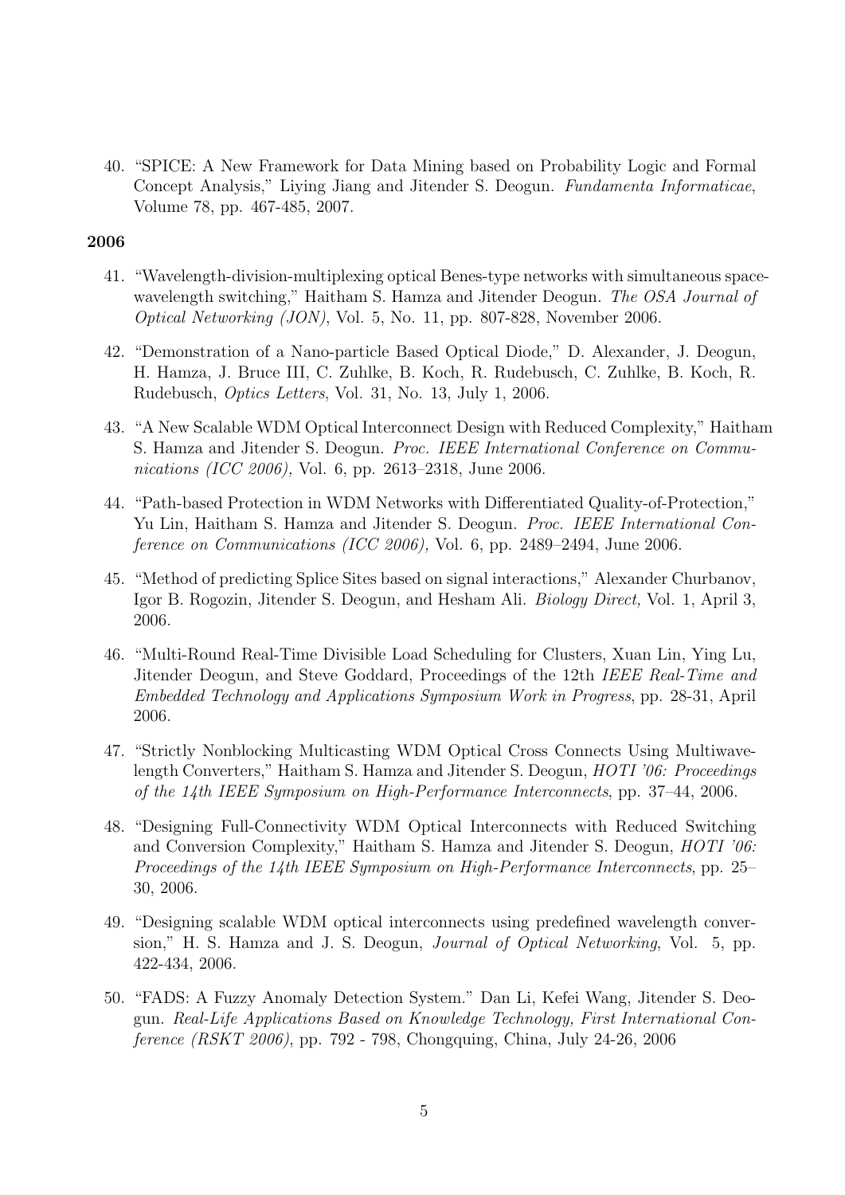40. "SPICE: A New Framework for Data Mining based on Probability Logic and Formal Concept Analysis," Liying Jiang and Jitender S. Deogun. *Fundamenta Informaticae*, Volume 78, pp. 467-485, 2007.

**2006**

41. "Wavelength-division-multiplexing optical Benes-type networks with simultaneous space-wavelength switching," Haitham S. Hamza and Jitender Deogun. *The OSA Journal of Optical Networking (JON)*, Vol. 5, No. 11, pp. 807-828, November 2006.

42. "Demonstration of a Nano-particle Based Optical Diode," D. Alexander, J. Deogun, H. Hamza, J. Bruce III, C. Zuhlke, B. Koch, R. Rudebusch, C. Zuhlke, B. Koch, R. Rudebusch, *Optics Letters*, Vol. 31, No. 13, July 1, 2006.

43. "A New Scalable WDM Optical Interconnect Design with Reduced Complexity," Haitham S. Hamza and Jitender S. Deogun. *Proc. IEEE International Conference on Communications (ICC 2006),* Vol. 6, pp. 2613–2318, June 2006.

44. "Path-based Protection in WDM Networks with Differentiated Quality-of-Protection," Yu Lin, Haitham S. Hamza and Jitender S. Deogun. *Proc. IEEE International Conference on Communications (ICC 2006),* Vol. 6, pp. 2489–2494, June 2006.

45. "Method of predicting Splice Sites based on signal interactions," Alexander Churbanov, Igor B. Rogozin, Jitender S. Deogun, and Hesham Ali. *Biology Direct,* Vol. 1, April 3, 2006.

46. "Multi-Round Real-Time Divisible Load Scheduling for Clusters, Xuan Lin, Ying Lu, Jitender Deogun, and Steve Goddard, Proceedings of the 12th *IEEE Real-Time and Embedded Technology and Applications Symposium Work in Progress*, pp. 28-31, April 2006.

47. "Strictly Nonblocking Multicasting WDM Optical Cross Connects Using Multiwavelength Converters," Haitham S. Hamza and Jitender S. Deogun, *HOTI '06: Proceedings of the 14th IEEE Symposium on High-Performance Interconnects*, pp. 37–44, 2006.

48. "Designing Full-Connectivity WDM Optical Interconnects with Reduced Switching and Conversion Complexity," Haitham S. Hamza and Jitender S. Deogun, *HOTI '06: Proceedings of the 14th IEEE Symposium on High-Performance Interconnects*, pp. 25–30, 2006.

49. "Designing scalable WDM optical interconnects using predefined wavelength conversion," H. S. Hamza and J. S. Deogun, *Journal of Optical Networking*, Vol. 5, pp. 422-434, 2006.

50. "FADS: A Fuzzy Anomaly Detection System." Dan Li, Kefei Wang, Jitender S. Deogun. *Real-Life Applications Based on Knowledge Technology, First International Conference (RSKT 2006)*, pp. 792 - 798, Chongquing, China, July 24-26, 2006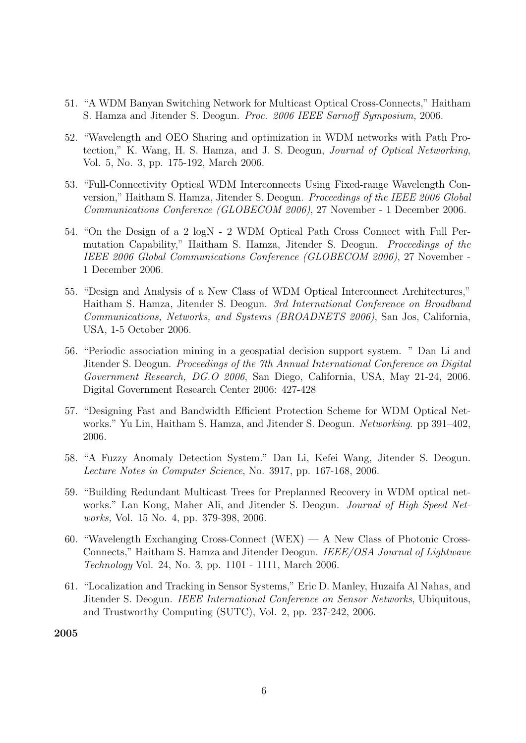51. "A WDM Banyan Switching Network for Multicast Optical Cross-Connects," Haitham S. Hamza and Jitender S. Deogun. *Proc. 2006 IEEE Sarnoff Symposium,* 2006.

52. "Wavelength and OEO Sharing and optimization in WDM networks with Path Protection," K. Wang, H. S. Hamza, and J. S. Deogun, *Journal of Optical Networking*, Vol. 5, No. 3, pp. 175-192, March 2006.

53. "Full-Connectivity Optical WDM Interconnects Using Fixed-range Wavelength Conversion," Haitham S. Hamza, Jitender S. Deogun. *Proceedings of the IEEE 2006 Global Communications Conference (GLOBECOM 2006)*, 27 November - 1 December 2006.

54. "On the Design of a 2 logN - 2 WDM Optical Path Cross Connect with Full Permutation Capability," Haitham S. Hamza, Jitender S. Deogun. *Proceedings of the IEEE 2006 Global Communications Conference (GLOBECOM 2006)*, 27 November - 1 December 2006.

55. "Design and Analysis of a New Class of WDM Optical Interconnect Architectures," Haitham S. Hamza, Jitender S. Deogun. *3rd International Conference on Broadband Communications, Networks, and Systems (BROADNETS 2006)*, San Jos, California, USA, 1-5 October 2006.

56. "Periodic association mining in a geospatial decision support system. " Dan Li and Jitender S. Deogun. *Proceedings of the 7th Annual International Conference on Digital Government Research, DG.O 2006*, San Diego, California, USA, May 21-24, 2006. Digital Government Research Center 2006: 427-428

57. "Designing Fast and Bandwidth Efficient Protection Scheme for WDM Optical Networks." Yu Lin, Haitham S. Hamza, and Jitender S. Deogun. *Networking*. pp 391–402, 2006.

58. "A Fuzzy Anomaly Detection System." Dan Li, Kefei Wang, Jitender S. Deogun. *Lecture Notes in Computer Science*, No. 3917, pp. 167-168, 2006.

59. "Building Redundant Multicast Trees for Preplanned Recovery in WDM optical networks." Lan Kong, Maher Ali, and Jitender S. Deogun. *Journal of High Speed Networks,* Vol. 15 No. 4, pp. 379-398, 2006.

60. "Wavelength Exchanging Cross-Connect (WEX) — A New Class of Photonic Cross-Connects," Haitham S. Hamza and Jitender Deogun. *IEEE/OSA Journal of Lightwave Technology* Vol. 24, No. 3, pp. 1101 - 1111, March 2006.

61. "Localization and Tracking in Sensor Systems," Eric D. Manley, Huzaifa Al Nahas, and Jitender S. Deogun. *IEEE International Conference on Sensor Networks*, Ubiquitous, and Trustworthy Computing (SUTC), Vol. 2, pp. 237-242, 2006.

**2005**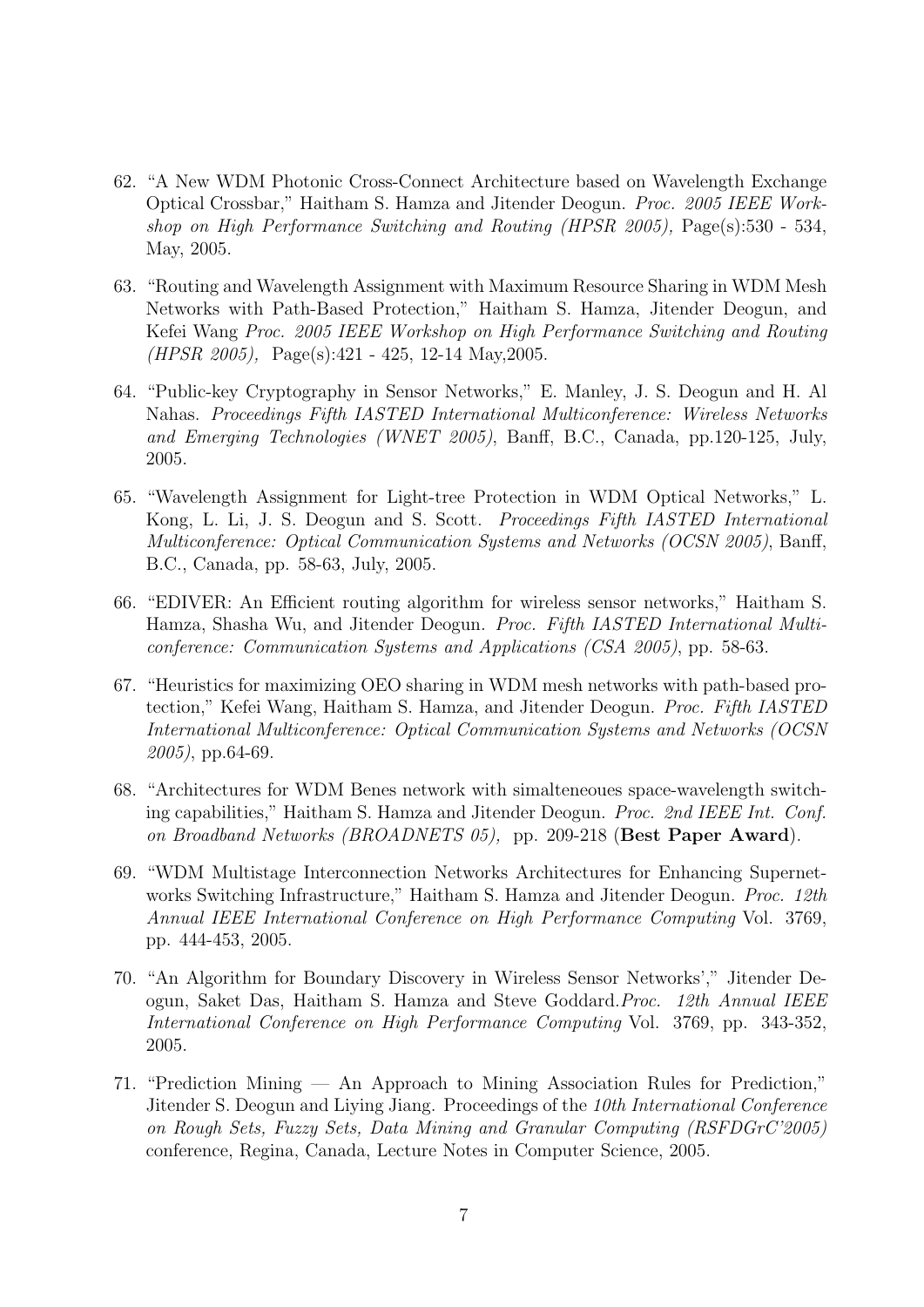62. "A New WDM Photonic Cross-Connect Architecture based on Wavelength Exchange Optical Crossbar," Haitham S. Hamza and Jitender Deogun. *Proc. 2005 IEEE Workshop on High Performance Switching and Routing (HPSR 2005),* Page(s):530 - 534, May, 2005.

63. "Routing and Wavelength Assignment with Maximum Resource Sharing in WDM Mesh Networks with Path-Based Protection," Haitham S. Hamza, Jitender Deogun, and Kefei Wang *Proc. 2005 IEEE Workshop on High Performance Switching and Routing (HPSR 2005),* Page(s):421 - 425, 12-14 May,2005.

64. "Public-key Cryptography in Sensor Networks," E. Manley, J. S. Deogun and H. Al Nahas. *Proceedings Fifth IASTED International Multiconference: Wireless Networks and Emerging Technologies (WNET 2005)*, Banff, B.C., Canada, pp.120-125, July, 2005.

65. "Wavelength Assignment for Light-tree Protection in WDM Optical Networks," L. Kong, L. Li, J. S. Deogun and S. Scott. *Proceedings Fifth IASTED International Multiconference: Optical Communication Systems and Networks (OCSN 2005)*, Banff, B.C., Canada, pp. 58-63, July, 2005.

66. "EDIVER: An Efficient routing algorithm for wireless sensor networks," Haitham S. Hamza, Shasha Wu, and Jitender Deogun. *Proc. Fifth IASTED International Multiconference: Communication Systems and Applications (CSA 2005)*, pp. 58-63.

67. "Heuristics for maximizing OEO sharing in WDM mesh networks with path-based protection," Kefei Wang, Haitham S. Hamza, and Jitender Deogun. *Proc. Fifth IASTED International Multiconference: Optical Communication Systems and Networks (OCSN 2005)*, pp.64-69.

68. "Architectures for WDM Benes network with simalteneoues space-wavelength switching capabilities," Haitham S. Hamza and Jitender Deogun. *Proc. 2nd IEEE Int. Conf. on Broadband Networks (BROADNETS 05),* pp. 209-218 (**Best Paper Award**).

69. "WDM Multistage Interconnection Networks Architectures for Enhancing Supernetworks Switching Infrastructure," Haitham S. Hamza and Jitender Deogun. *Proc. 12th Annual IEEE International Conference on High Performance Computing* Vol. 3769, pp. 444-453, 2005.

70. "An Algorithm for Boundary Discovery in Wireless Sensor Networks'," Jitender Deogun, Saket Das, Haitham S. Hamza and Steve Goddard.*Proc. 12th Annual IEEE International Conference on High Performance Computing* Vol. 3769, pp. 343-352, 2005.

71. "Prediction Mining — An Approach to Mining Association Rules for Prediction," Jitender S. Deogun and Liying Jiang. Proceedings of the *10th International Conference on Rough Sets, Fuzzy Sets, Data Mining and Granular Computing (RSFDGrC'2005)* conference, Regina, Canada, Lecture Notes in Computer Science, 2005.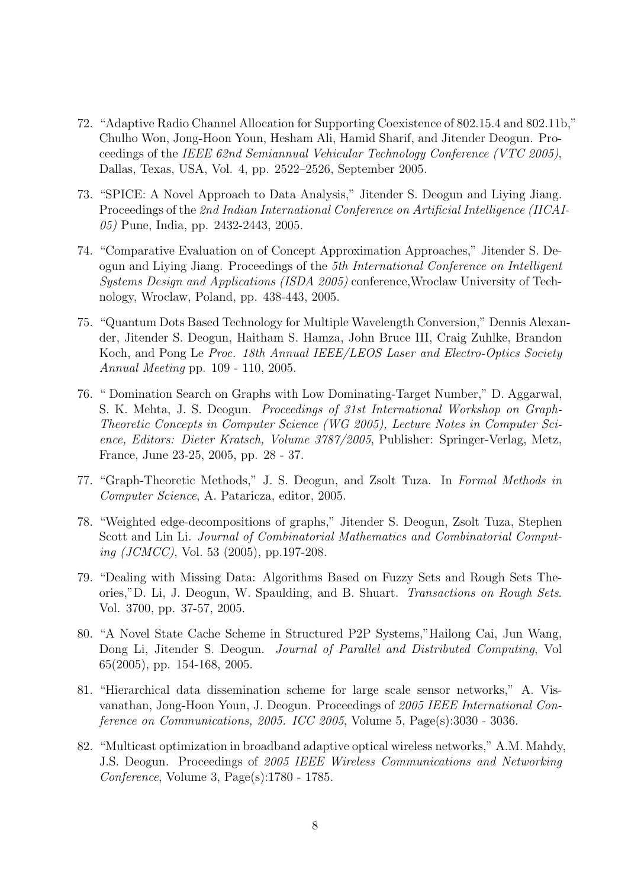72. "Adaptive Radio Channel Allocation for Supporting Coexistence of 802.15.4 and 802.11b," Chulho Won, Jong-Hoon Youn, Hesham Ali, Hamid Sharif, and Jitender Deogun. Proceedings of the *IEEE 62nd Semiannual Vehicular Technology Conference (VTC 2005)*, Dallas, Texas, USA, Vol. 4, pp. 2522–2526, September 2005.

73. "SPICE: A Novel Approach to Data Analysis," Jitender S. Deogun and Liying Jiang. Proceedings of the *2nd Indian International Conference on Artificial Intelligence (IICAI-05)* Pune, India, pp. 2432-2443, 2005.

74. "Comparative Evaluation on of Concept Approximation Approaches," Jitender S. Deogun and Liying Jiang. Proceedings of the *5th International Conference on Intelligent Systems Design and Applications (ISDA 2005)* conference,Wroclaw University of Technology, Wroclaw, Poland, pp. 438-443, 2005.

75. "Quantum Dots Based Technology for Multiple Wavelength Conversion," Dennis Alexander, Jitender S. Deogun, Haitham S. Hamza, John Bruce III, Craig Zuhlke, Brandon Koch, and Pong Le *Proc. 18th Annual IEEE/LEOS Laser and Electro-Optics Society Annual Meeting* pp. 109 - 110, 2005.

76. " Domination Search on Graphs with Low Dominating-Target Number," D. Aggarwal, S. K. Mehta, J. S. Deogun. *Proceedings of 31st International Workshop on Graph-Theoretic Concepts in Computer Science (WG 2005), Lecture Notes in Computer Science, Editors: Dieter Kratsch, Volume 3787/2005*, Publisher: Springer-Verlag, Metz, France, June 23-25, 2005, pp. 28 - 37.

77. "Graph-Theoretic Methods," J. S. Deogun, and Zsolt Tuza. In *Formal Methods in Computer Science*, A. Pataricza, editor, 2005.

78. "Weighted edge-decompositions of graphs," Jitender S. Deogun, Zsolt Tuza, Stephen Scott and Lin Li. *Journal of Combinatorial Mathematics and Combinatorial Computing (JCMCC)*, Vol. 53 (2005), pp.197-208.

79. "Dealing with Missing Data: Algorithms Based on Fuzzy Sets and Rough Sets Theories,"D. Li, J. Deogun, W. Spaulding, and B. Shuart. *Transactions on Rough Sets*. Vol. 3700, pp. 37-57, 2005.

80. "A Novel State Cache Scheme in Structured P2P Systems,"Hailong Cai, Jun Wang, Dong Li, Jitender S. Deogun. *Journal of Parallel and Distributed Computing*, Vol 65(2005), pp. 154-168, 2005.

81. "Hierarchical data dissemination scheme for large scale sensor networks," A. Visvanathan, Jong-Hoon Youn, J. Deogun. Proceedings of *2005 IEEE International Conference on Communications, 2005. ICC 2005*, Volume 5, Page(s):3030 - 3036.

82. "Multicast optimization in broadband adaptive optical wireless networks," A.M. Mahdy, J.S. Deogun. Proceedings of *2005 IEEE Wireless Communications and Networking Conference*, Volume 3, Page(s):1780 - 1785.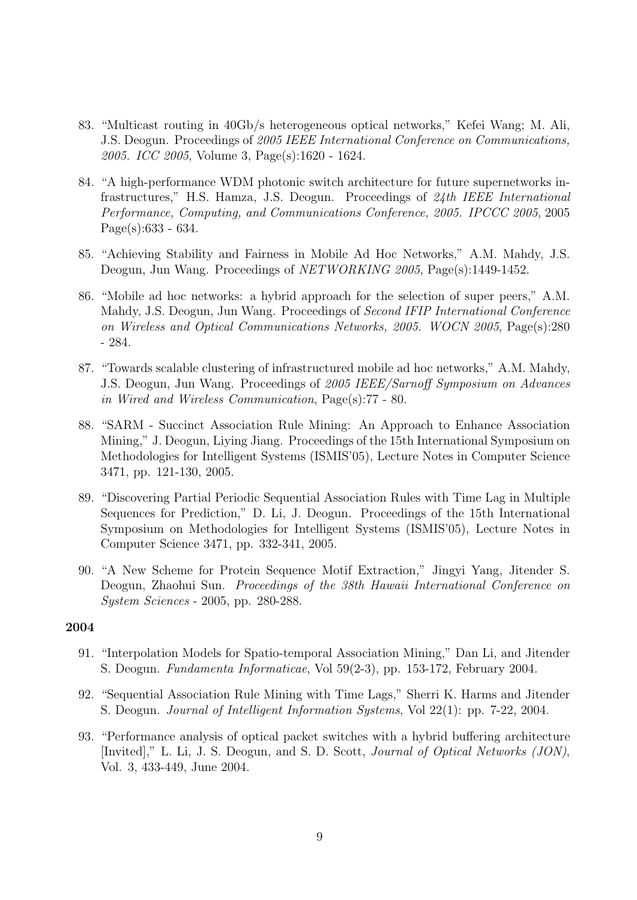83. "Multicast routing in 40Gb/s heterogeneous optical networks," Kefei Wang; M. Ali, J.S. Deogun. Proceedings of *2005 IEEE International Conference on Communications, 2005. ICC 2005*, Volume 3, Page(s):1620 - 1624.

84. "A high-performance WDM photonic switch architecture for future supernetworks infrastructures," H.S. Hamza, J.S. Deogun. Proceedings of *24th IEEE International Performance, Computing, and Communications Conference, 2005. IPCCC 2005*, 2005 Page(s):633 - 634.

85. "Achieving Stability and Fairness in Mobile Ad Hoc Networks," A.M. Mahdy, J.S. Deogun, Jun Wang. Proceedings of *NETWORKING 2005*, Page(s):1449-1452.

86. "Mobile ad hoc networks: a hybrid approach for the selection of super peers," A.M. Mahdy, J.S. Deogun, Jun Wang. Proceedings of *Second IFIP International Conference on Wireless and Optical Communications Networks, 2005. WOCN 2005*, Page(s):280 - 284.

87. "Towards scalable clustering of infrastructured mobile ad hoc networks," A.M. Mahdy, J.S. Deogun, Jun Wang. Proceedings of *2005 IEEE/Sarnoff Symposium on Advances in Wired and Wireless Communication*, Page(s):77 - 80.

88. "SARM - Succinct Association Rule Mining: An Approach to Enhance Association Mining," J. Deogun, Liying Jiang. Proceedings of the 15th International Symposium on Methodologies for Intelligent Systems (ISMIS'05), Lecture Notes in Computer Science 3471, pp. 121-130, 2005.

89. "Discovering Partial Periodic Sequential Association Rules with Time Lag in Multiple Sequences for Prediction," D. Li, J. Deogun. Proceedings of the 15th International Symposium on Methodologies for Intelligent Systems (ISMIS'05), Lecture Notes in Computer Science 3471, pp. 332-341, 2005.

90. "A New Scheme for Protein Sequence Motif Extraction," Jingyi Yang, Jitender S. Deogun, Zhaohui Sun. *Proceedings of the 38th Hawaii International Conference on System Sciences* - 2005, pp. 280-288.

**2004**

91. "Interpolation Models for Spatio-temporal Association Mining," Dan Li, and Jitender S. Deogun. *Fundamenta Informaticae*, Vol 59(2-3), pp. 153-172, February 2004.

92. "Sequential Association Rule Mining with Time Lags," Sherri K. Harms and Jitender S. Deogun. *Journal of Intelligent Information Systems*, Vol 22(1): pp. 7-22, 2004.

93. "Performance analysis of optical packet switches with a hybrid buffering architecture [Invited]," L. Li, J. S. Deogun, and S. D. Scott, *Journal of Optical Networks (JON)*, Vol. 3, 433-449, June 2004.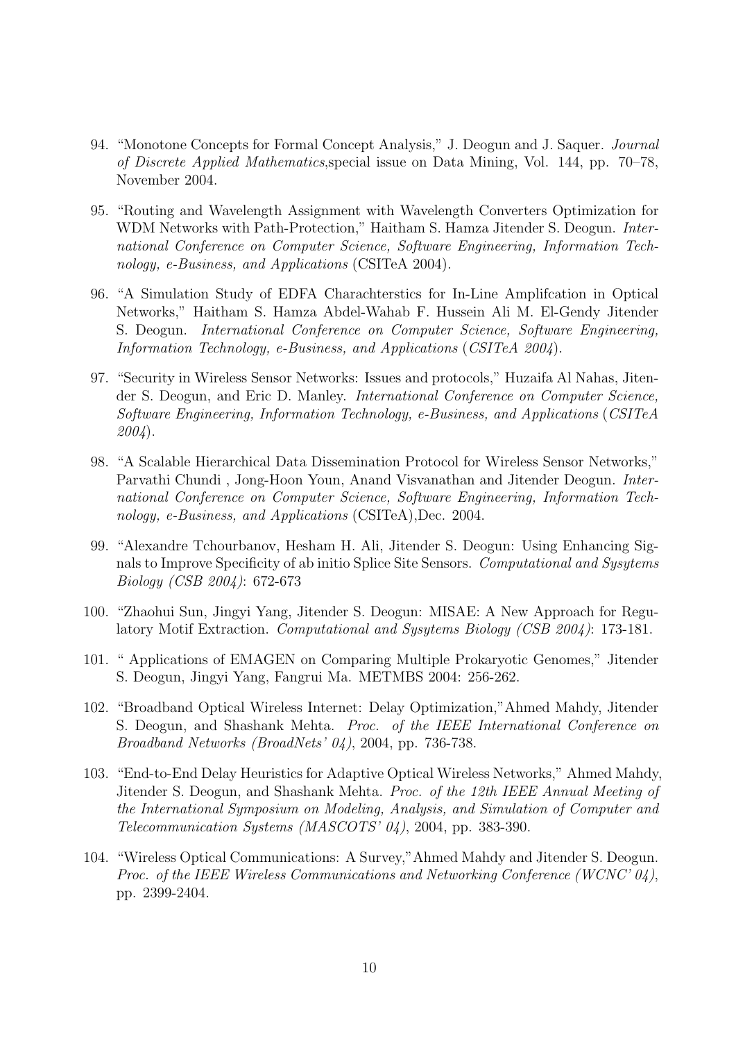94. "Monotone Concepts for Formal Concept Analysis," J. Deogun and J. Saquer. *Journal of Discrete Applied Mathematics*,special issue on Data Mining, Vol. 144, pp. 70–78, November 2004.

95. "Routing and Wavelength Assignment with Wavelength Converters Optimization for WDM Networks with Path-Protection," Haitham S. Hamza Jitender S. Deogun. *International Conference on Computer Science, Software Engineering, Information Technology, e-Business, and Applications* (CSITeA 2004).

96. "A Simulation Study of EDFA Charachterstics for In-Line Amplifcation in Optical Networks," Haitham S. Hamza Abdel-Wahab F. Hussein Ali M. El-Gendy Jitender S. Deogun. *International Conference on Computer Science, Software Engineering, Information Technology, e-Business, and Applications* (*CSITeA 2004*).

97. "Security in Wireless Sensor Networks: Issues and protocols," Huzaifa Al Nahas, Jitender S. Deogun, and Eric D. Manley. *International Conference on Computer Science, Software Engineering, Information Technology, e-Business, and Applications* (*CSITeA 2004*).

98. "A Scalable Hierarchical Data Dissemination Protocol for Wireless Sensor Networks," Parvathi Chundi , Jong-Hoon Youn, Anand Visvanathan and Jitender Deogun. *International Conference on Computer Science, Software Engineering, Information Technology, e-Business, and Applications* (CSITeA),Dec. 2004.

99. "Alexandre Tchourbanov, Hesham H. Ali, Jitender S. Deogun: Using Enhancing Signals to Improve Specificity of ab initio Splice Site Sensors. *Computational and Sysytems Biology (CSB 2004)*: 672-673

100. "Zhaohui Sun, Jingyi Yang, Jitender S. Deogun: MISAE: A New Approach for Regulatory Motif Extraction. *Computational and Sysytems Biology (CSB 2004)*: 173-181.

101. " Applications of EMAGEN on Comparing Multiple Prokaryotic Genomes," Jitender S. Deogun, Jingyi Yang, Fangrui Ma. METMBS 2004: 256-262.

102. "Broadband Optical Wireless Internet: Delay Optimization,"Ahmed Mahdy, Jitender S. Deogun, and Shashank Mehta. *Proc. of the IEEE International Conference on Broadband Networks (BroadNets' 04)*, 2004, pp. 736-738.

103. "End-to-End Delay Heuristics for Adaptive Optical Wireless Networks," Ahmed Mahdy, Jitender S. Deogun, and Shashank Mehta. *Proc. of the 12th IEEE Annual Meeting of the International Symposium on Modeling, Analysis, and Simulation of Computer and Telecommunication Systems (MASCOTS' 04)*, 2004, pp. 383-390.

104. "Wireless Optical Communications: A Survey,"Ahmed Mahdy and Jitender S. Deogun. *Proc. of the IEEE Wireless Communications and Networking Conference (WCNC' 04)*, pp. 2399-2404.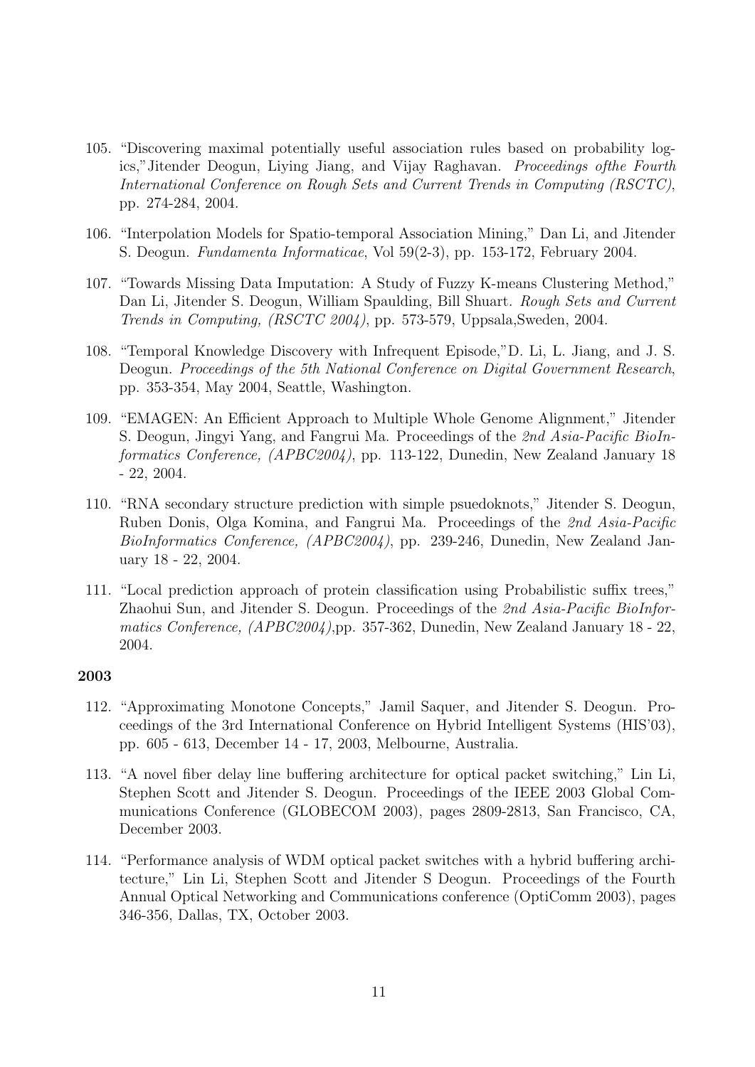105. "Discovering maximal potentially useful association rules based on probability logics,"Jitender Deogun, Liying Jiang, and Vijay Raghavan. *Proceedings ofthe Fourth International Conference on Rough Sets and Current Trends in Computing (RSCTC)*, pp. 274-284, 2004.

106. "Interpolation Models for Spatio-temporal Association Mining," Dan Li, and Jitender S. Deogun. *Fundamenta Informaticae*, Vol 59(2-3), pp. 153-172, February 2004.

107. "Towards Missing Data Imputation: A Study of Fuzzy K-means Clustering Method," Dan Li, Jitender S. Deogun, William Spaulding, Bill Shuart. *Rough Sets and Current Trends in Computing, (RSCTC 2004)*, pp. 573-579, Uppsala,Sweden, 2004.

108. "Temporal Knowledge Discovery with Infrequent Episode,"D. Li, L. Jiang, and J. S. Deogun. *Proceedings of the 5th National Conference on Digital Government Research*, pp. 353-354, May 2004, Seattle, Washington.

109. "EMAGEN: An Efficient Approach to Multiple Whole Genome Alignment," Jitender S. Deogun, Jingyi Yang, and Fangrui Ma. Proceedings of the *2nd Asia-Pacific BioInformatics Conference, (APBC2004)*, pp. 113-122, Dunedin, New Zealand January 18 - 22, 2004.

110. "RNA secondary structure prediction with simple psuedoknots," Jitender S. Deogun, Ruben Donis, Olga Komina, and Fangrui Ma. Proceedings of the *2nd Asia-Pacific BioInformatics Conference, (APBC2004)*, pp. 239-246, Dunedin, New Zealand January 18 - 22, 2004.

111. "Local prediction approach of protein classification using Probabilistic suffix trees," Zhaohui Sun, and Jitender S. Deogun. Proceedings of the *2nd Asia-Pacific BioInformatics Conference, (APBC2004)*,pp. 357-362, Dunedin, New Zealand January 18 - 22, 2004.

**2003**

112. "Approximating Monotone Concepts," Jamil Saquer, and Jitender S. Deogun. Proceedings of the 3rd International Conference on Hybrid Intelligent Systems (HIS'03), pp. 605 - 613, December 14 - 17, 2003, Melbourne, Australia.

113. "A novel fiber delay line buffering architecture for optical packet switching," Lin Li, Stephen Scott and Jitender S. Deogun. Proceedings of the IEEE 2003 Global Communications Conference (GLOBECOM 2003), pages 2809-2813, San Francisco, CA, December 2003.

114. "Performance analysis of WDM optical packet switches with a hybrid buffering architecture," Lin Li, Stephen Scott and Jitender S Deogun. Proceedings of the Fourth Annual Optical Networking and Communications conference (OptiComm 2003), pages 346-356, Dallas, TX, October 2003.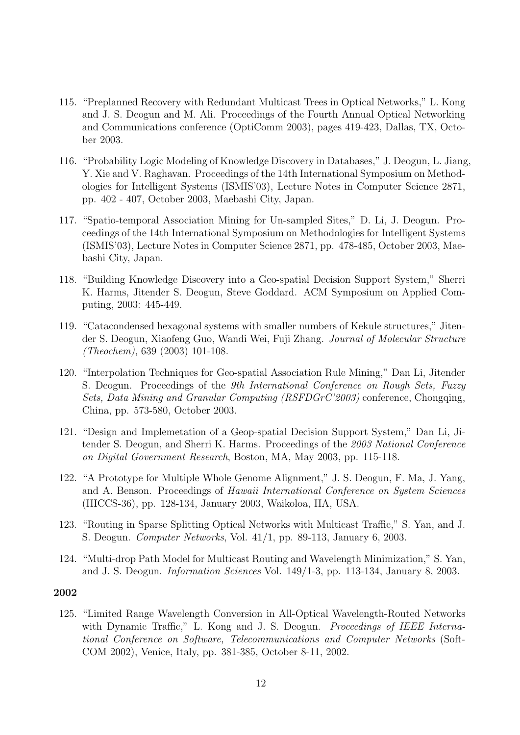115. "Preplanned Recovery with Redundant Multicast Trees in Optical Networks," L. Kong and J. S. Deogun and M. Ali. Proceedings of the Fourth Annual Optical Networking and Communications conference (OptiComm 2003), pages 419-423, Dallas, TX, October 2003.

116. "Probability Logic Modeling of Knowledge Discovery in Databases," J. Deogun, L. Jiang, Y. Xie and V. Raghavan. Proceedings of the 14th International Symposium on Methodologies for Intelligent Systems (ISMIS'03), Lecture Notes in Computer Science 2871, pp. 402 - 407, October 2003, Maebashi City, Japan.

117. "Spatio-temporal Association Mining for Un-sampled Sites," D. Li, J. Deogun. Proceedings of the 14th International Symposium on Methodologies for Intelligent Systems (ISMIS'03), Lecture Notes in Computer Science 2871, pp. 478-485, October 2003, Maebashi City, Japan.

118. "Building Knowledge Discovery into a Geo-spatial Decision Support System," Sherri K. Harms, Jitender S. Deogun, Steve Goddard. ACM Symposium on Applied Computing, 2003: 445-449.

119. "Catacondensed hexagonal systems with smaller numbers of Kekule structures," Jitender S. Deogun, Xiaofeng Guo, Wandi Wei, Fuji Zhang. *Journal of Molecular Structure (Theochem)*, 639 (2003) 101-108.

120. "Interpolation Techniques for Geo-spatial Association Rule Mining," Dan Li, Jitender S. Deogun. Proceedings of the *9th International Conference on Rough Sets, Fuzzy Sets, Data Mining and Granular Computing (RSFDGrC'2003)* conference, Chongqing, China, pp. 573-580, October 2003.

121. "Design and Implemetation of a Geop-spatial Decision Support System," Dan Li, Jitender S. Deogun, and Sherri K. Harms. Proceedings of the *2003 National Conference on Digital Government Research*, Boston, MA, May 2003, pp. 115-118.

122. "A Prototype for Multiple Whole Genome Alignment," J. S. Deogun, F. Ma, J. Yang, and A. Benson. Proceedings of *Hawaii International Conference on System Sciences* (HICCS-36), pp. 128-134, January 2003, Waikoloa, HA, USA.

123. "Routing in Sparse Splitting Optical Networks with Multicast Traffic," S. Yan, and J. S. Deogun. *Computer Networks*, Vol. 41/1, pp. 89-113, January 6, 2003.

124. "Multi-drop Path Model for Multicast Routing and Wavelength Minimization," S. Yan, and J. S. Deogun. *Information Sciences* Vol. 149/1-3, pp. 113-134, January 8, 2003.

**2002**

125. "Limited Range Wavelength Conversion in All-Optical Wavelength-Routed Networks with Dynamic Traffic," L. Kong and J. S. Deogun. *Proceedings of IEEE International Conference on Software, Telecommunications and Computer Networks* (SoftCOM 2002), Venice, Italy, pp. 381-385, October 8-11, 2002.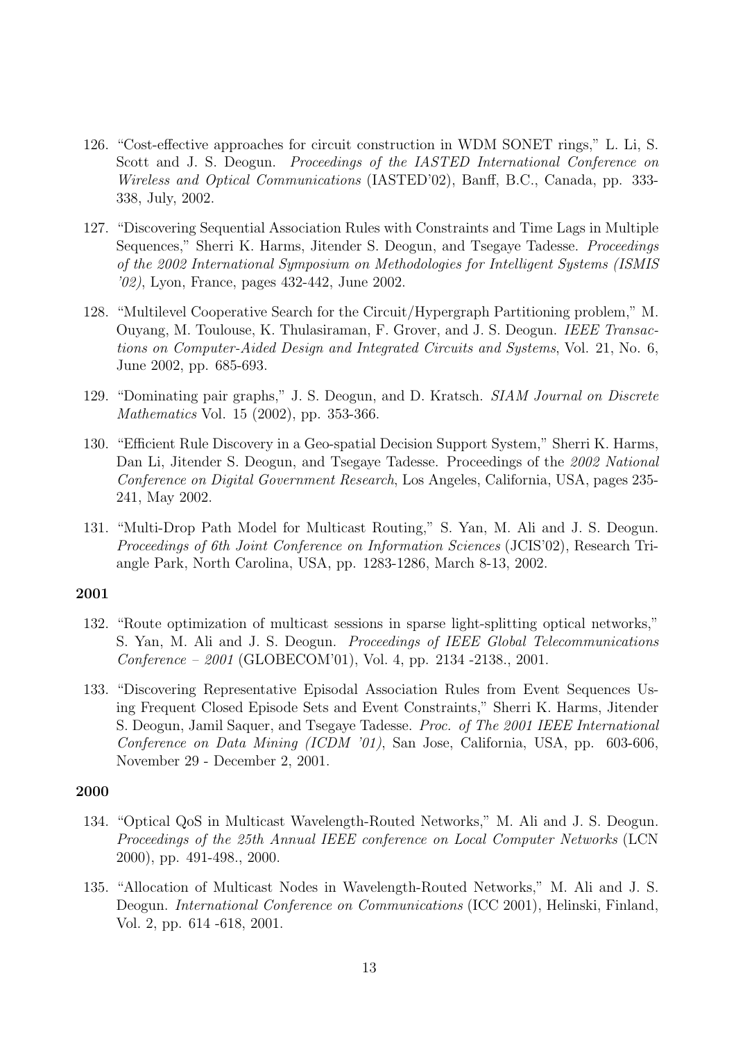126. "Cost-effective approaches for circuit construction in WDM SONET rings," L. Li, S. Scott and J. S. Deogun. *Proceedings of the IASTED International Conference on Wireless and Optical Communications* (IASTED'02), Banff, B.C., Canada, pp. 333-338, July, 2002.

127. "Discovering Sequential Association Rules with Constraints and Time Lags in Multiple Sequences," Sherri K. Harms, Jitender S. Deogun, and Tsegaye Tadesse. *Proceedings of the 2002 International Symposium on Methodologies for Intelligent Systems (ISMIS '02)*, Lyon, France, pages 432-442, June 2002.

128. "Multilevel Cooperative Search for the Circuit/Hypergraph Partitioning problem," M. Ouyang, M. Toulouse, K. Thulasiraman, F. Grover, and J. S. Deogun. *IEEE Transactions on Computer-Aided Design and Integrated Circuits and Systems*, Vol. 21, No. 6, June 2002, pp. 685-693.

129. "Dominating pair graphs," J. S. Deogun, and D. Kratsch. *SIAM Journal on Discrete Mathematics* Vol. 15 (2002), pp. 353-366.

130. "Efficient Rule Discovery in a Geo-spatial Decision Support System," Sherri K. Harms, Dan Li, Jitender S. Deogun, and Tsegaye Tadesse. Proceedings of the *2002 National Conference on Digital Government Research*, Los Angeles, California, USA, pages 235-241, May 2002.

131. "Multi-Drop Path Model for Multicast Routing," S. Yan, M. Ali and J. S. Deogun. *Proceedings of 6th Joint Conference on Information Sciences* (JCIS'02), Research Triangle Park, North Carolina, USA, pp. 1283-1286, March 8-13, 2002.

**2001**

132. "Route optimization of multicast sessions in sparse light-splitting optical networks," S. Yan, M. Ali and J. S. Deogun. *Proceedings of IEEE Global Telecommunications Conference – 2001* (GLOBECOM'01), Vol. 4, pp. 2134 -2138., 2001.

133. "Discovering Representative Episodal Association Rules from Event Sequences Using Frequent Closed Episode Sets and Event Constraints," Sherri K. Harms, Jitender S. Deogun, Jamil Saquer, and Tsegaye Tadesse. *Proc. of The 2001 IEEE International Conference on Data Mining (ICDM '01)*, San Jose, California, USA, pp. 603-606, November 29 - December 2, 2001.

**2000**

134. "Optical QoS in Multicast Wavelength-Routed Networks," M. Ali and J. S. Deogun. *Proceedings of the 25th Annual IEEE conference on Local Computer Networks* (LCN 2000), pp. 491-498., 2000.

135. "Allocation of Multicast Nodes in Wavelength-Routed Networks," M. Ali and J. S. Deogun. *International Conference on Communications* (ICC 2001), Helinski, Finland, Vol. 2, pp. 614 -618, 2001.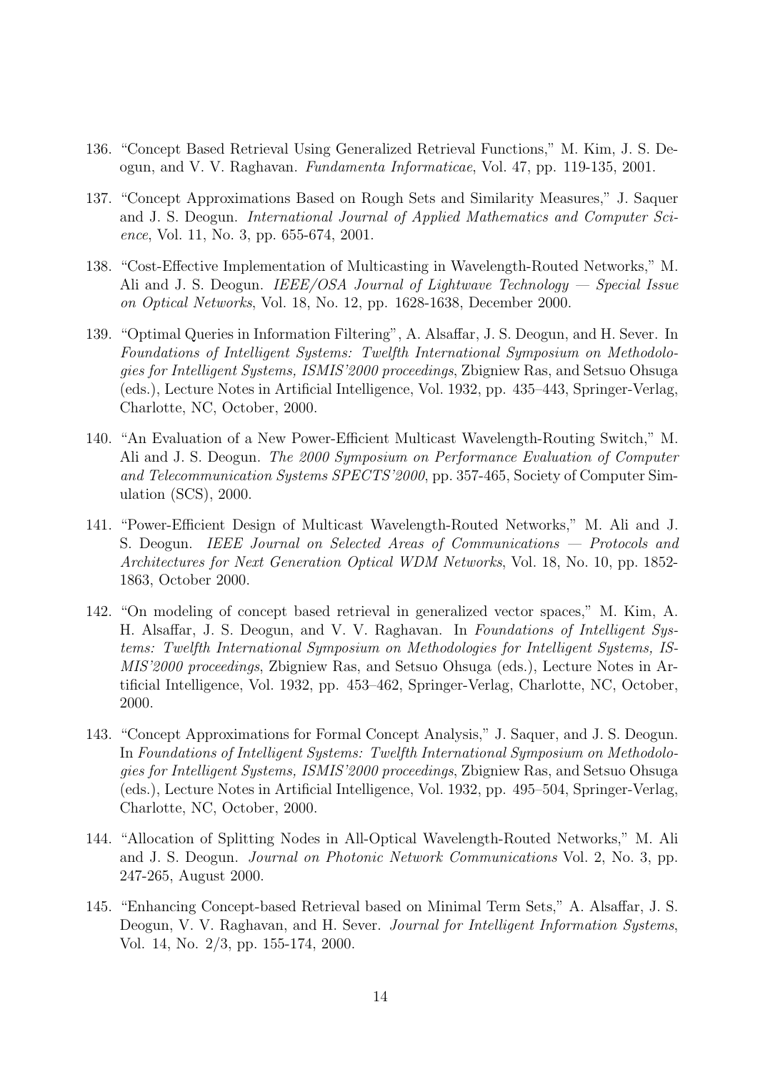136. "Concept Based Retrieval Using Generalized Retrieval Functions," M. Kim, J. S. Deogun, and V. V. Raghavan. *Fundamenta Informaticae*, Vol. 47, pp. 119-135, 2001.

137. "Concept Approximations Based on Rough Sets and Similarity Measures," J. Saquer and J. S. Deogun. *International Journal of Applied Mathematics and Computer Science*, Vol. 11, No. 3, pp. 655-674, 2001.

138. "Cost-Effective Implementation of Multicasting in Wavelength-Routed Networks," M. Ali and J. S. Deogun. *IEEE/OSA Journal of Lightwave Technology — Special Issue on Optical Networks*, Vol. 18, No. 12, pp. 1628-1638, December 2000.

139. "Optimal Queries in Information Filtering", A. Alsaffar, J. S. Deogun, and H. Sever. In *Foundations of Intelligent Systems: Twelfth International Symposium on Methodologies for Intelligent Systems, ISMIS'2000 proceedings*, Zbigniew Ras, and Setsuo Ohsuga (eds.), Lecture Notes in Artificial Intelligence, Vol. 1932, pp. 435–443, Springer-Verlag, Charlotte, NC, October, 2000.

140. "An Evaluation of a New Power-Efficient Multicast Wavelength-Routing Switch," M. Ali and J. S. Deogun. *The 2000 Symposium on Performance Evaluation of Computer and Telecommunication Systems SPECTS'2000*, pp. 357-465, Society of Computer Simulation (SCS), 2000.

141. "Power-Efficient Design of Multicast Wavelength-Routed Networks," M. Ali and J. S. Deogun. *IEEE Journal on Selected Areas of Communications — Protocols and Architectures for Next Generation Optical WDM Networks*, Vol. 18, No. 10, pp. 1852-1863, October 2000.

142. "On modeling of concept based retrieval in generalized vector spaces," M. Kim, A. H. Alsaffar, J. S. Deogun, and V. V. Raghavan. In *Foundations of Intelligent Systems: Twelfth International Symposium on Methodologies for Intelligent Systems, ISMIS'2000 proceedings*, Zbigniew Ras, and Setsuo Ohsuga (eds.), Lecture Notes in Artificial Intelligence, Vol. 1932, pp. 453–462, Springer-Verlag, Charlotte, NC, October, 2000.

143. "Concept Approximations for Formal Concept Analysis," J. Saquer, and J. S. Deogun. In *Foundations of Intelligent Systems: Twelfth International Symposium on Methodologies for Intelligent Systems, ISMIS'2000 proceedings*, Zbigniew Ras, and Setsuo Ohsuga (eds.), Lecture Notes in Artificial Intelligence, Vol. 1932, pp. 495–504, Springer-Verlag, Charlotte, NC, October, 2000.

144. "Allocation of Splitting Nodes in All-Optical Wavelength-Routed Networks," M. Ali and J. S. Deogun. *Journal on Photonic Network Communications* Vol. 2, No. 3, pp. 247-265, August 2000.

145. "Enhancing Concept-based Retrieval based on Minimal Term Sets," A. Alsaffar, J. S. Deogun, V. V. Raghavan, and H. Sever. *Journal for Intelligent Information Systems*, Vol. 14, No. 2/3, pp. 155-174, 2000.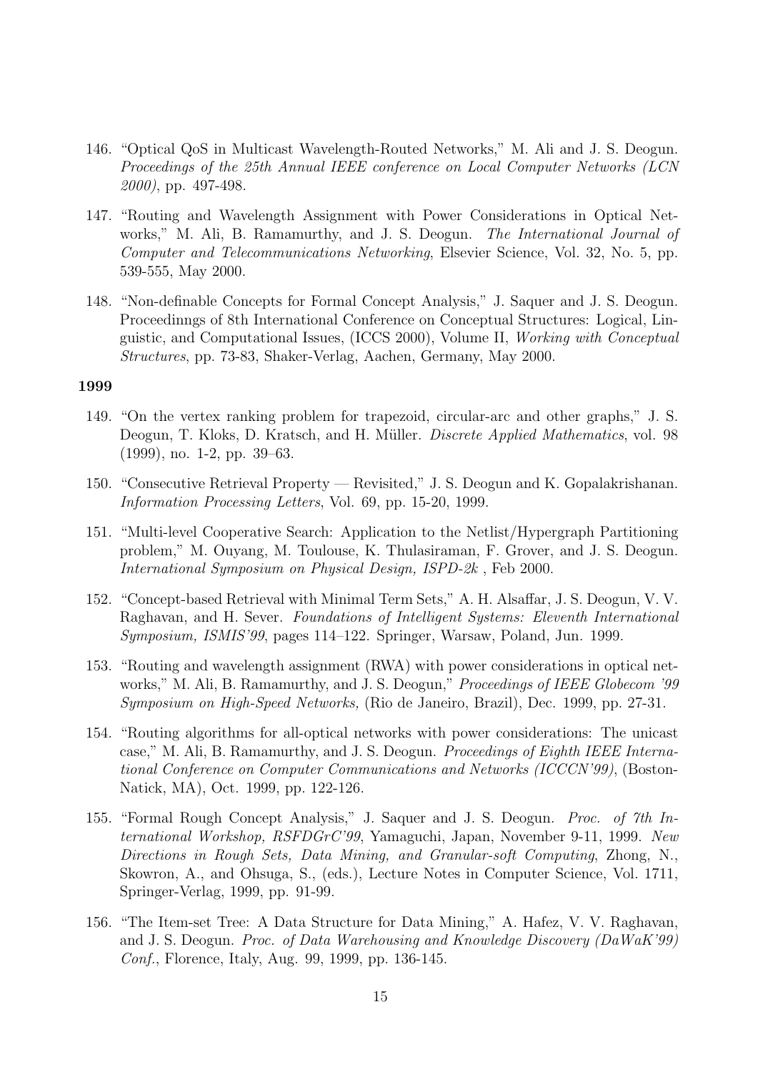146. "Optical QoS in Multicast Wavelength-Routed Networks," M. Ali and J. S. Deogun. *Proceedings of the 25th Annual IEEE conference on Local Computer Networks (LCN 2000)*, pp. 497-498.

147. "Routing and Wavelength Assignment with Power Considerations in Optical Networks," M. Ali, B. Ramamurthy, and J. S. Deogun. *The International Journal of Computer and Telecommunications Networking*, Elsevier Science, Vol. 32, No. 5, pp. 539-555, May 2000.

148. "Non-definable Concepts for Formal Concept Analysis," J. Saquer and J. S. Deogun. Proceedinngs of 8th International Conference on Conceptual Structures: Logical, Linguistic, and Computational Issues, (ICCS 2000), Volume II, *Working with Conceptual Structures*, pp. 73-83, Shaker-Verlag, Aachen, Germany, May 2000.

**1999**

149. "On the vertex ranking problem for trapezoid, circular-arc and other graphs," J. S. Deogun, T. Kloks, D. Kratsch, and H. Müller. *Discrete Applied Mathematics*, vol. 98 (1999), no. 1-2, pp. 39–63.

150. "Consecutive Retrieval Property — Revisited," J. S. Deogun and K. Gopalakrishanan. *Information Processing Letters*, Vol. 69, pp. 15-20, 1999.

151. "Multi-level Cooperative Search: Application to the Netlist/Hypergraph Partitioning problem," M. Ouyang, M. Toulouse, K. Thulasiraman, F. Grover, and J. S. Deogun. *International Symposium on Physical Design, ISPD-2k* , Feb 2000.

152. "Concept-based Retrieval with Minimal Term Sets," A. H. Alsaffar, J. S. Deogun, V. V. Raghavan, and H. Sever. *Foundations of Intelligent Systems: Eleventh International Symposium, ISMIS'99*, pages 114–122. Springer, Warsaw, Poland, Jun. 1999.

153. "Routing and wavelength assignment (RWA) with power considerations in optical networks," M. Ali, B. Ramamurthy, and J. S. Deogun," *Proceedings of IEEE Globecom '99 Symposium on High-Speed Networks,* (Rio de Janeiro, Brazil), Dec. 1999, pp. 27-31.

154. "Routing algorithms for all-optical networks with power considerations: The unicast case," M. Ali, B. Ramamurthy, and J. S. Deogun. *Proceedings of Eighth IEEE International Conference on Computer Communications and Networks (ICCCN'99)*, (Boston-Natick, MA), Oct. 1999, pp. 122-126.

155. "Formal Rough Concept Analysis," J. Saquer and J. S. Deogun. *Proc. of 7th International Workshop, RSFDGrC'99*, Yamaguchi, Japan, November 9-11, 1999. *New Directions in Rough Sets, Data Mining, and Granular-soft Computing*, Zhong, N., Skowron, A., and Ohsuga, S., (eds.), Lecture Notes in Computer Science, Vol. 1711, Springer-Verlag, 1999, pp. 91-99.

156. "The Item-set Tree: A Data Structure for Data Mining," A. Hafez, V. V. Raghavan, and J. S. Deogun. *Proc. of Data Warehousing and Knowledge Discovery (DaWaK'99) Conf.*, Florence, Italy, Aug. 99, 1999, pp. 136-145.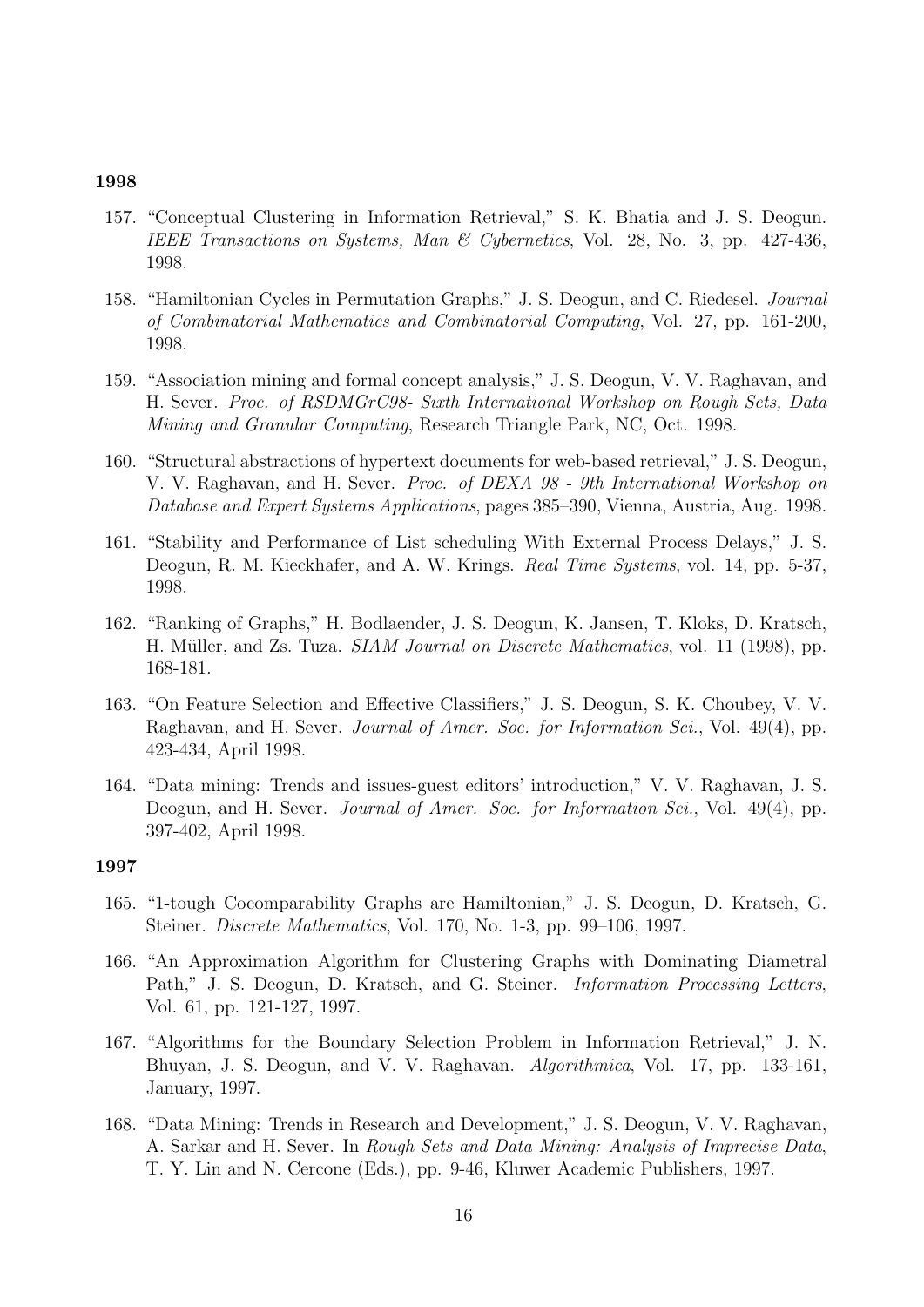**1998**

157. "Conceptual Clustering in Information Retrieval," S. K. Bhatia and J. S. Deogun. *IEEE Transactions on Systems, Man & Cybernetics*, Vol. 28, No. 3, pp. 427-436, 1998.

158. "Hamiltonian Cycles in Permutation Graphs," J. S. Deogun, and C. Riedesel. *Journal of Combinatorial Mathematics and Combinatorial Computing*, Vol. 27, pp. 161-200, 1998.

159. "Association mining and formal concept analysis," J. S. Deogun, V. V. Raghavan, and H. Sever. *Proc. of RSDMGrC98- Sixth International Workshop on Rough Sets, Data Mining and Granular Computing*, Research Triangle Park, NC, Oct. 1998.

160. "Structural abstractions of hypertext documents for web-based retrieval," J. S. Deogun, V. V. Raghavan, and H. Sever. *Proc. of DEXA 98 - 9th International Workshop on Database and Expert Systems Applications*, pages 385–390, Vienna, Austria, Aug. 1998.

161. "Stability and Performance of List scheduling With External Process Delays," J. S. Deogun, R. M. Kieckhafer, and A. W. Krings. *Real Time Systems*, vol. 14, pp. 5-37, 1998.

162. "Ranking of Graphs," H. Bodlaender, J. S. Deogun, K. Jansen, T. Kloks, D. Kratsch, H. Müller, and Zs. Tuza. *SIAM Journal on Discrete Mathematics*, vol. 11 (1998), pp. 168-181.

163. "On Feature Selection and Effective Classifiers," J. S. Deogun, S. K. Choubey, V. V. Raghavan, and H. Sever. *Journal of Amer. Soc. for Information Sci.*, Vol. 49(4), pp. 423-434, April 1998.

164. "Data mining: Trends and issues-guest editors' introduction," V. V. Raghavan, J. S. Deogun, and H. Sever. *Journal of Amer. Soc. for Information Sci.*, Vol. 49(4), pp. 397-402, April 1998.

**1997**

165. "1-tough Cocomparability Graphs are Hamiltonian," J. S. Deogun, D. Kratsch, G. Steiner. *Discrete Mathematics*, Vol. 170, No. 1-3, pp. 99–106, 1997.

166. "An Approximation Algorithm for Clustering Graphs with Dominating Diametral Path," J. S. Deogun, D. Kratsch, and G. Steiner. *Information Processing Letters*, Vol. 61, pp. 121-127, 1997.

167. "Algorithms for the Boundary Selection Problem in Information Retrieval," J. N. Bhuyan, J. S. Deogun, and V. V. Raghavan. *Algorithmica*, Vol. 17, pp. 133-161, January, 1997.

168. "Data Mining: Trends in Research and Development," J. S. Deogun, V. V. Raghavan, A. Sarkar and H. Sever. In *Rough Sets and Data Mining: Analysis of Imprecise Data*, T. Y. Lin and N. Cercone (Eds.), pp. 9-46, Kluwer Academic Publishers, 1997.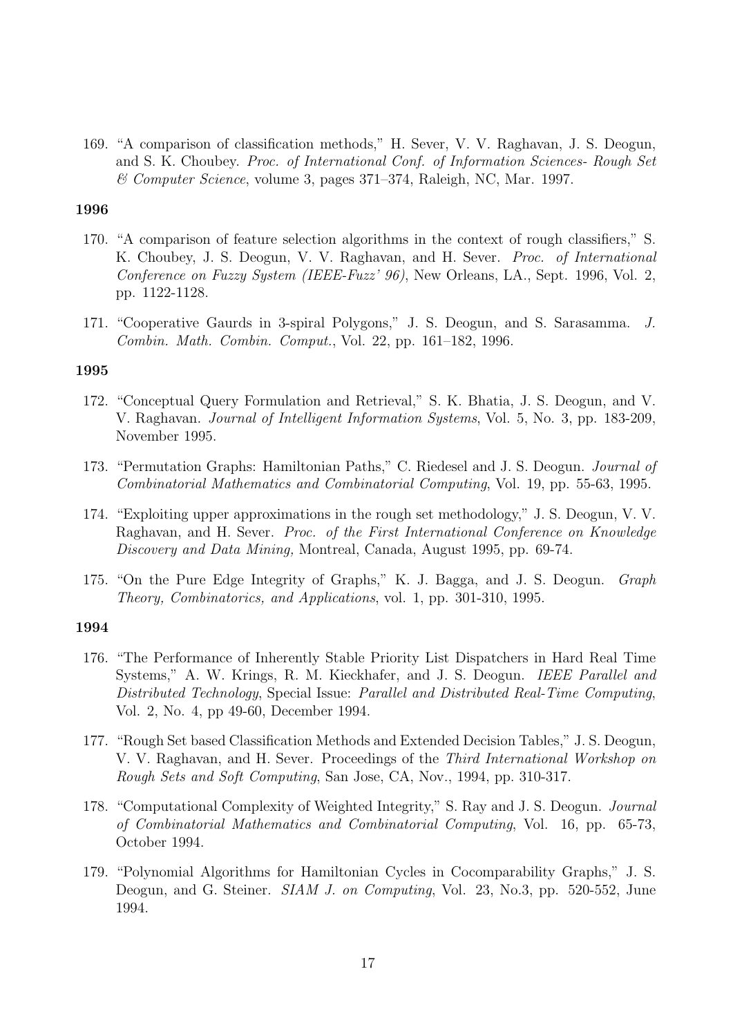169. "A comparison of classification methods," H. Sever, V. V. Raghavan, J. S. Deogun, and S. K. Choubey. *Proc. of International Conf. of Information Sciences- Rough Set & Computer Science*, volume 3, pages 371–374, Raleigh, NC, Mar. 1997.

**1996**

170. "A comparison of feature selection algorithms in the context of rough classifiers," S. K. Choubey, J. S. Deogun, V. V. Raghavan, and H. Sever. *Proc. of International Conference on Fuzzy System (IEEE-Fuzz' 96)*, New Orleans, LA., Sept. 1996, Vol. 2, pp. 1122-1128.

171. "Cooperative Gaurds in 3-spiral Polygons," J. S. Deogun, and S. Sarasamma. *J. Combin. Math. Combin. Comput.*, Vol. 22, pp. 161–182, 1996.

**1995**

172. "Conceptual Query Formulation and Retrieval," S. K. Bhatia, J. S. Deogun, and V. V. Raghavan. *Journal of Intelligent Information Systems*, Vol. 5, No. 3, pp. 183-209, November 1995.

173. "Permutation Graphs: Hamiltonian Paths," C. Riedesel and J. S. Deogun. *Journal of Combinatorial Mathematics and Combinatorial Computing*, Vol. 19, pp. 55-63, 1995.

174. "Exploiting upper approximations in the rough set methodology," J. S. Deogun, V. V. Raghavan, and H. Sever. *Proc. of the First International Conference on Knowledge Discovery and Data Mining,* Montreal, Canada, August 1995, pp. 69-74.

175. "On the Pure Edge Integrity of Graphs," K. J. Bagga, and J. S. Deogun. *Graph Theory, Combinatorics, and Applications*, vol. 1, pp. 301-310, 1995.

**1994**

176. "The Performance of Inherently Stable Priority List Dispatchers in Hard Real Time Systems," A. W. Krings, R. M. Kieckhafer, and J. S. Deogun. *IEEE Parallel and Distributed Technology*, Special Issue: *Parallel and Distributed Real-Time Computing*, Vol. 2, No. 4, pp 49-60, December 1994.

177. "Rough Set based Classification Methods and Extended Decision Tables," J. S. Deogun, V. V. Raghavan, and H. Sever. Proceedings of the *Third International Workshop on Rough Sets and Soft Computing*, San Jose, CA, Nov., 1994, pp. 310-317.

178. "Computational Complexity of Weighted Integrity," S. Ray and J. S. Deogun. *Journal of Combinatorial Mathematics and Combinatorial Computing*, Vol. 16, pp. 65-73, October 1994.

179. "Polynomial Algorithms for Hamiltonian Cycles in Cocomparability Graphs," J. S. Deogun, and G. Steiner. *SIAM J. on Computing*, Vol. 23, No.3, pp. 520-552, June 1994.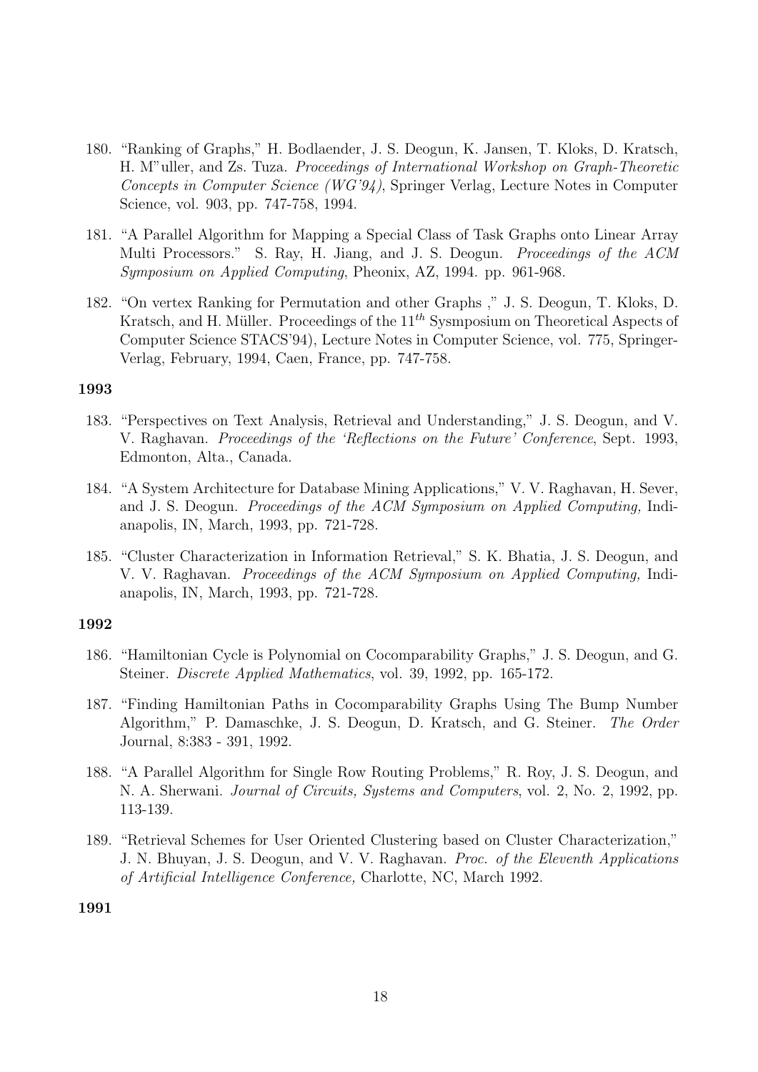180. "Ranking of Graphs," H. Bodlaender, J. S. Deogun, K. Jansen, T. Kloks, D. Kratsch, H. M"uller, and Zs. Tuza. *Proceedings of International Workshop on Graph-Theoretic Concepts in Computer Science (WG'94)*, Springer Verlag, Lecture Notes in Computer Science, vol. 903, pp. 747-758, 1994.

181. "A Parallel Algorithm for Mapping a Special Class of Task Graphs onto Linear Array Multi Processors." S. Ray, H. Jiang, and J. S. Deogun. *Proceedings of the ACM Symposium on Applied Computing*, Pheonix, AZ, 1994. pp. 961-968.

182. "On vertex Ranking for Permutation and other Graphs ," J. S. Deogun, T. Kloks, D. Kratsch, and H. Müller. Proceedings of the $11^{th}$ Sysmposium on Theoretical Aspects of Computer Science STACS'94), Lecture Notes in Computer Science, vol. 775, Springer-Verlag, February, 1994, Caen, France, pp. 747-758.

**1993**

183. "Perspectives on Text Analysis, Retrieval and Understanding," J. S. Deogun, and V. V. Raghavan. *Proceedings of the 'Reflections on the Future' Conference*, Sept. 1993, Edmonton, Alta., Canada.

184. "A System Architecture for Database Mining Applications," V. V. Raghavan, H. Sever, and J. S. Deogun. *Proceedings of the ACM Symposium on Applied Computing,* Indianapolis, IN, March, 1993, pp. 721-728.

185. "Cluster Characterization in Information Retrieval," S. K. Bhatia, J. S. Deogun, and V. V. Raghavan. *Proceedings of the ACM Symposium on Applied Computing,* Indianapolis, IN, March, 1993, pp. 721-728.

**1992**

186. "Hamiltonian Cycle is Polynomial on Cocomparability Graphs," J. S. Deogun, and G. Steiner. *Discrete Applied Mathematics*, vol. 39, 1992, pp. 165-172.

187. "Finding Hamiltonian Paths in Cocomparability Graphs Using The Bump Number Algorithm," P. Damaschke, J. S. Deogun, D. Kratsch, and G. Steiner. *The Order* Journal, 8:383 - 391, 1992.

188. "A Parallel Algorithm for Single Row Routing Problems," R. Roy, J. S. Deogun, and N. A. Sherwani. *Journal of Circuits, Systems and Computers*, vol. 2, No. 2, 1992, pp. 113-139.

189. "Retrieval Schemes for User Oriented Clustering based on Cluster Characterization," J. N. Bhuyan, J. S. Deogun, and V. V. Raghavan. *Proc. of the Eleventh Applications of Artificial Intelligence Conference,* Charlotte, NC, March 1992.

**1991**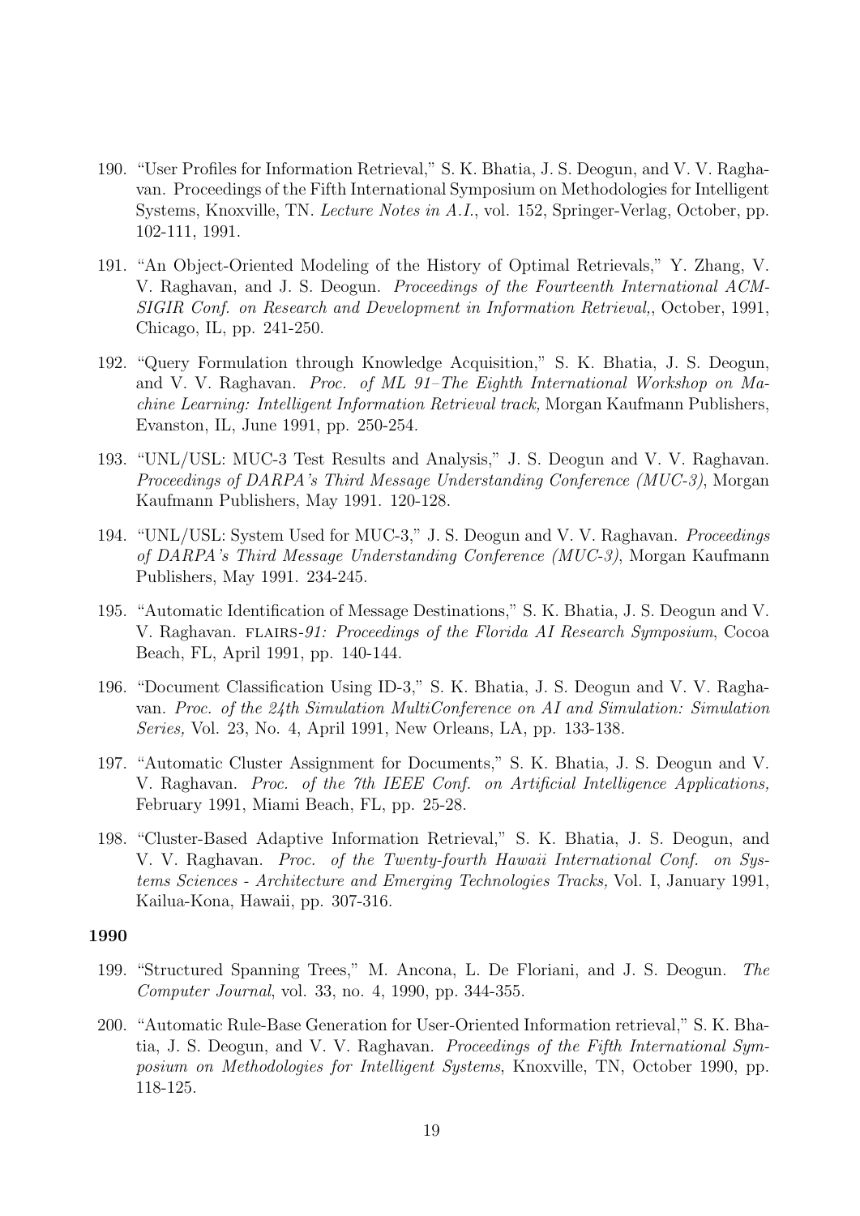190. "User Profiles for Information Retrieval," S. K. Bhatia, J. S. Deogun, and V. V. Raghavan. Proceedings of the Fifth International Symposium on Methodologies for Intelligent Systems, Knoxville, TN. *Lecture Notes in A.I.*, vol. 152, Springer-Verlag, October, pp. 102-111, 1991.

191. "An Object-Oriented Modeling of the History of Optimal Retrievals," Y. Zhang, V. V. Raghavan, and J. S. Deogun. *Proceedings of the Fourteenth International ACM-SIGIR Conf. on Research and Development in Information Retrieval,*, October, 1991, Chicago, IL, pp. 241-250.

192. "Query Formulation through Knowledge Acquisition," S. K. Bhatia, J. S. Deogun, and V. V. Raghavan. *Proc. of ML 91–The Eighth International Workshop on Machine Learning: Intelligent Information Retrieval track,* Morgan Kaufmann Publishers, Evanston, IL, June 1991, pp. 250-254.

193. "UNL/USL: MUC-3 Test Results and Analysis," J. S. Deogun and V. V. Raghavan. *Proceedings of DARPA's Third Message Understanding Conference (MUC-3)*, Morgan Kaufmann Publishers, May 1991. 120-128.

194. "UNL/USL: System Used for MUC-3," J. S. Deogun and V. V. Raghavan. *Proceedings of DARPA's Third Message Understanding Conference (MUC-3)*, Morgan Kaufmann Publishers, May 1991. 234-245.

195. "Automatic Identification of Message Destinations," S. K. Bhatia, J. S. Deogun and V. V. Raghavan. FLAIRS-*91: Proceedings of the Florida AI Research Symposium*, Cocoa Beach, FL, April 1991, pp. 140-144.

196. "Document Classification Using ID-3," S. K. Bhatia, J. S. Deogun and V. V. Raghavan. *Proc. of the 24th Simulation MultiConference on AI and Simulation: Simulation Series,* Vol. 23, No. 4, April 1991, New Orleans, LA, pp. 133-138.

197. "Automatic Cluster Assignment for Documents," S. K. Bhatia, J. S. Deogun and V. V. Raghavan. *Proc. of the 7th IEEE Conf. on Artificial Intelligence Applications,* February 1991, Miami Beach, FL, pp. 25-28.

198. "Cluster-Based Adaptive Information Retrieval," S. K. Bhatia, J. S. Deogun, and V. V. Raghavan. *Proc. of the Twenty-fourth Hawaii International Conf. on Systems Sciences - Architecture and Emerging Technologies Tracks,* Vol. I, January 1991, Kailua-Kona, Hawaii, pp. 307-316.

**1990**

199. "Structured Spanning Trees," M. Ancona, L. De Floriani, and J. S. Deogun. *The Computer Journal*, vol. 33, no. 4, 1990, pp. 344-355.

200. "Automatic Rule-Base Generation for User-Oriented Information retrieval," S. K. Bhatia, J. S. Deogun, and V. V. Raghavan. *Proceedings of the Fifth International Symposium on Methodologies for Intelligent Systems*, Knoxville, TN, October 1990, pp. 118-125.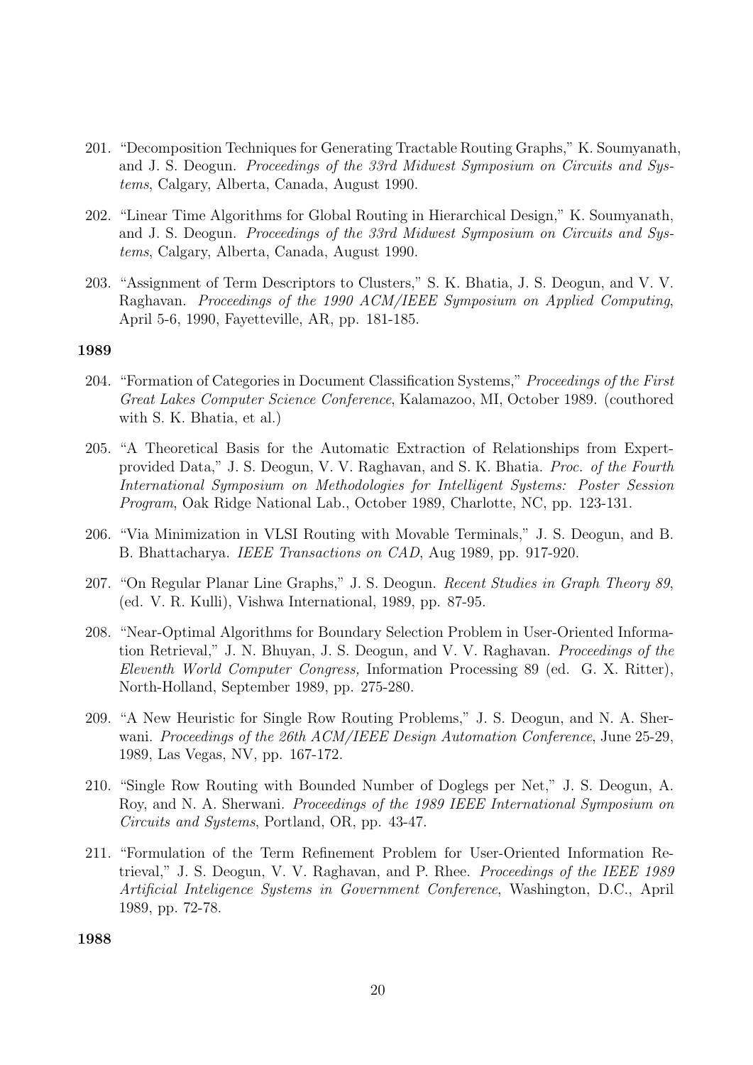201. "Decomposition Techniques for Generating Tractable Routing Graphs," K. Soumyanath, and J. S. Deogun. *Proceedings of the 33rd Midwest Symposium on Circuits and Systems*, Calgary, Alberta, Canada, August 1990.

202. "Linear Time Algorithms for Global Routing in Hierarchical Design," K. Soumyanath, and J. S. Deogun. *Proceedings of the 33rd Midwest Symposium on Circuits and Systems*, Calgary, Alberta, Canada, August 1990.

203. "Assignment of Term Descriptors to Clusters," S. K. Bhatia, J. S. Deogun, and V. V. Raghavan. *Proceedings of the 1990 ACM/IEEE Symposium on Applied Computing*, April 5-6, 1990, Fayetteville, AR, pp. 181-185.

**1989**

204. "Formation of Categories in Document Classification Systems," *Proceedings of the First Great Lakes Computer Science Conference*, Kalamazoo, MI, October 1989. (couthored with S. K. Bhatia, et al.)

205. "A Theoretical Basis for the Automatic Extraction of Relationships from Expert-provided Data," J. S. Deogun, V. V. Raghavan, and S. K. Bhatia. *Proc. of the Fourth International Symposium on Methodologies for Intelligent Systems: Poster Session Program*, Oak Ridge National Lab., October 1989, Charlotte, NC, pp. 123-131.

206. "Via Minimization in VLSI Routing with Movable Terminals," J. S. Deogun, and B. B. Bhattacharya. *IEEE Transactions on CAD*, Aug 1989, pp. 917-920.

207. "On Regular Planar Line Graphs," J. S. Deogun. *Recent Studies in Graph Theory 89*, (ed. V. R. Kulli), Vishwa International, 1989, pp. 87-95.

208. "Near-Optimal Algorithms for Boundary Selection Problem in User-Oriented Information Retrieval," J. N. Bhuyan, J. S. Deogun, and V. V. Raghavan. *Proceedings of the Eleventh World Computer Congress,* Information Processing 89 (ed. G. X. Ritter), North-Holland, September 1989, pp. 275-280.

209. "A New Heuristic for Single Row Routing Problems," J. S. Deogun, and N. A. Sherwani. *Proceedings of the 26th ACM/IEEE Design Automation Conference*, June 25-29, 1989, Las Vegas, NV, pp. 167-172.

210. "Single Row Routing with Bounded Number of Doglegs per Net," J. S. Deogun, A. Roy, and N. A. Sherwani. *Proceedings of the 1989 IEEE International Symposium on Circuits and Systems*, Portland, OR, pp. 43-47.

211. "Formulation of the Term Refinement Problem for User-Oriented Information Retrieval," J. S. Deogun, V. V. Raghavan, and P. Rhee. *Proceedings of the IEEE 1989 Artificial Inteligence Systems in Government Conference*, Washington, D.C., April 1989, pp. 72-78.

**1988**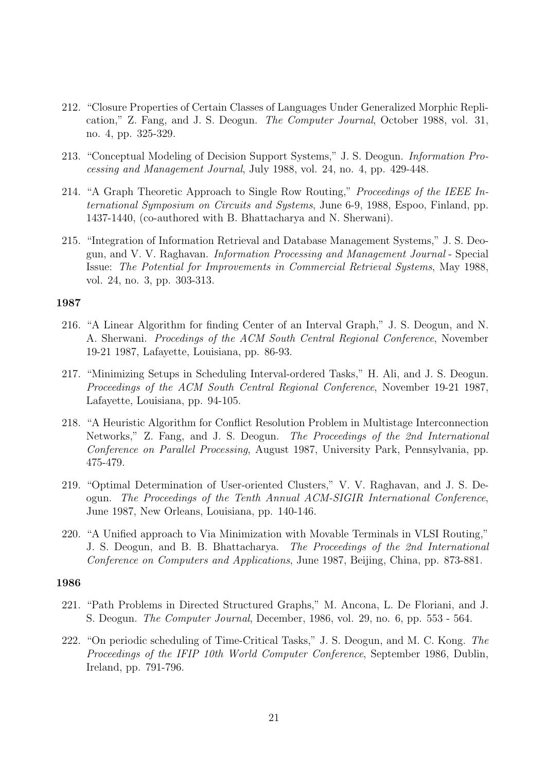212. "Closure Properties of Certain Classes of Languages Under Generalized Morphic Replication," Z. Fang, and J. S. Deogun. *The Computer Journal*, October 1988, vol. 31, no. 4, pp. 325-329.

213. "Conceptual Modeling of Decision Support Systems," J. S. Deogun. *Information Processing and Management Journal*, July 1988, vol. 24, no. 4, pp. 429-448.

214. "A Graph Theoretic Approach to Single Row Routing," *Proceedings of the IEEE International Symposium on Circuits and Systems*, June 6-9, 1988, Espoo, Finland, pp. 1437-1440, (co-authored with B. Bhattacharya and N. Sherwani).

215. "Integration of Information Retrieval and Database Management Systems," J. S. Deogun, and V. V. Raghavan. *Information Processing and Management Journal* - Special Issue: *The Potential for Improvements in Commercial Retrieval Systems*, May 1988, vol. 24, no. 3, pp. 303-313.

**1987**

216. "A Linear Algorithm for finding Center of an Interval Graph," J. S. Deogun, and N. A. Sherwani. *Procedings of the ACM South Central Regional Conference*, November 19-21 1987, Lafayette, Louisiana, pp. 86-93.

217. "Minimizing Setups in Scheduling Interval-ordered Tasks," H. Ali, and J. S. Deogun. *Proceedings of the ACM South Central Regional Conference*, November 19-21 1987, Lafayette, Louisiana, pp. 94-105.

218. "A Heuristic Algorithm for Conflict Resolution Problem in Multistage Interconnection Networks," Z. Fang, and J. S. Deogun. *The Proceedings of the 2nd International Conference on Parallel Processing*, August 1987, University Park, Pennsylvania, pp. 475-479.

219. "Optimal Determination of User-oriented Clusters," V. V. Raghavan, and J. S. Deogun. *The Proceedings of the Tenth Annual ACM-SIGIR International Conference*, June 1987, New Orleans, Louisiana, pp. 140-146.

220. "A Unified approach to Via Minimization with Movable Terminals in VLSI Routing," J. S. Deogun, and B. B. Bhattacharya. *The Proceedings of the 2nd International Conference on Computers and Applications*, June 1987, Beijing, China, pp. 873-881.

**1986**

221. "Path Problems in Directed Structured Graphs," M. Ancona, L. De Floriani, and J. S. Deogun. *The Computer Journal*, December, 1986, vol. 29, no. 6, pp. 553 - 564.

222. "On periodic scheduling of Time-Critical Tasks," J. S. Deogun, and M. C. Kong. *The Proceedings of the IFIP 10th World Computer Conference*, September 1986, Dublin, Ireland, pp. 791-796.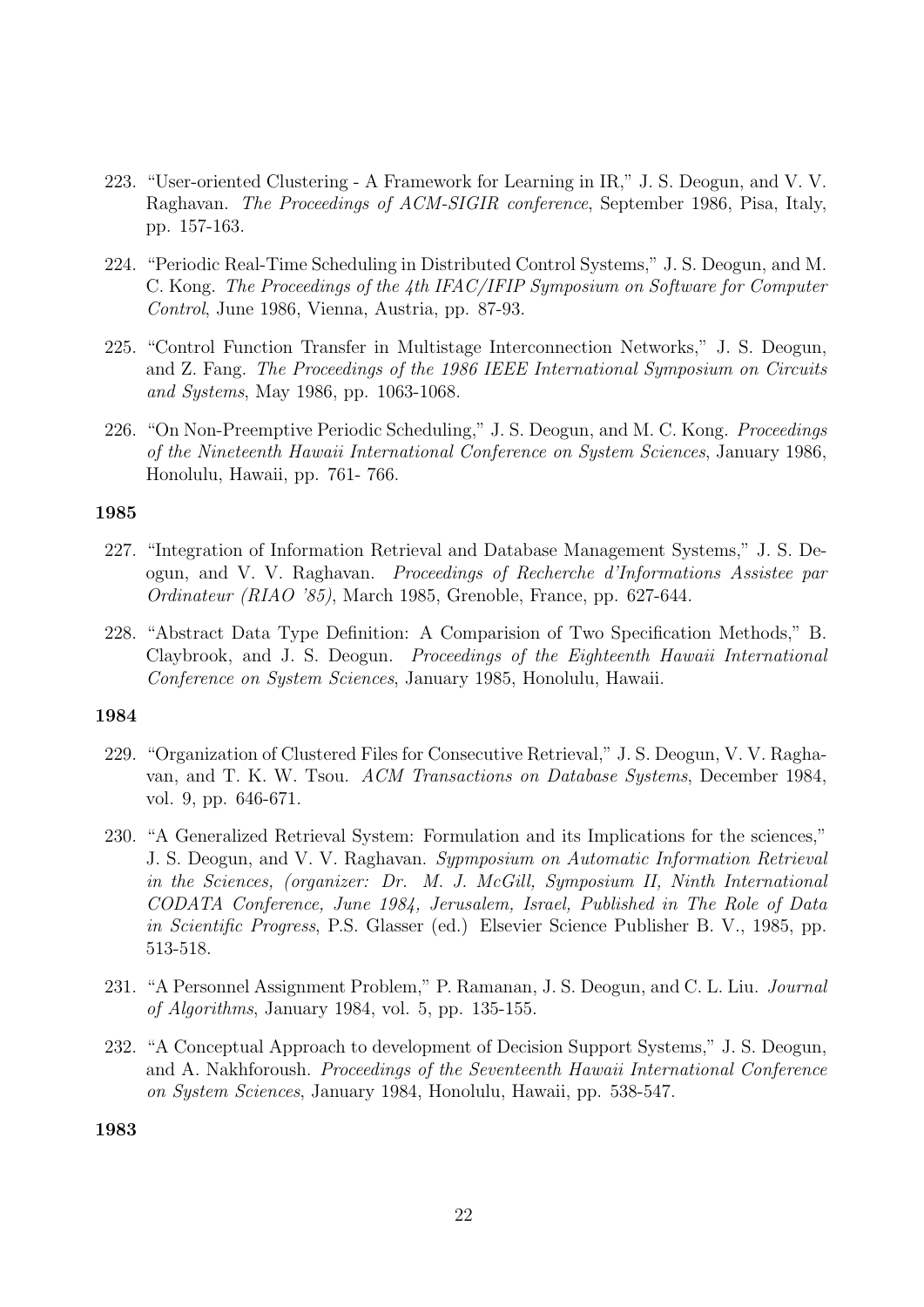223. "User-oriented Clustering - A Framework for Learning in IR," J. S. Deogun, and V. V. Raghavan. *The Proceedings of ACM-SIGIR conference*, September 1986, Pisa, Italy, pp. 157-163.

224. "Periodic Real-Time Scheduling in Distributed Control Systems," J. S. Deogun, and M. C. Kong. *The Proceedings of the 4th IFAC/IFIP Symposium on Software for Computer Control*, June 1986, Vienna, Austria, pp. 87-93.

225. "Control Function Transfer in Multistage Interconnection Networks," J. S. Deogun, and Z. Fang. *The Proceedings of the 1986 IEEE International Symposium on Circuits and Systems*, May 1986, pp. 1063-1068.

226. "On Non-Preemptive Periodic Scheduling," J. S. Deogun, and M. C. Kong. *Proceedings of the Nineteenth Hawaii International Conference on System Sciences*, January 1986, Honolulu, Hawaii, pp. 761- 766.

**1985**

227. "Integration of Information Retrieval and Database Management Systems," J. S. Deogun, and V. V. Raghavan. *Proceedings of Recherche d'Informations Assistee par Ordinateur (RIAO '85)*, March 1985, Grenoble, France, pp. 627-644.

228. "Abstract Data Type Definition: A Comparision of Two Specification Methods," B. Claybrook, and J. S. Deogun. *Proceedings of the Eighteenth Hawaii International Conference on System Sciences*, January 1985, Honolulu, Hawaii.

**1984**

229. "Organization of Clustered Files for Consecutive Retrieval," J. S. Deogun, V. V. Raghavan, and T. K. W. Tsou. *ACM Transactions on Database Systems*, December 1984, vol. 9, pp. 646-671.

230. "A Generalized Retrieval System: Formulation and its Implications for the sciences," J. S. Deogun, and V. V. Raghavan. *Sypmposium on Automatic Information Retrieval in the Sciences, (organizer: Dr. M. J. McGill, Symposium II, Ninth International CODATA Conference, June 1984, Jerusalem, Israel, Published in The Role of Data in Scientific Progress*, P.S. Glasser (ed.) Elsevier Science Publisher B. V., 1985, pp. 513-518.

231. "A Personnel Assignment Problem," P. Ramanan, J. S. Deogun, and C. L. Liu. *Journal of Algorithms*, January 1984, vol. 5, pp. 135-155.

232. "A Conceptual Approach to development of Decision Support Systems," J. S. Deogun, and A. Nakhforoush. *Proceedings of the Seventeenth Hawaii International Conference on System Sciences*, January 1984, Honolulu, Hawaii, pp. 538-547.

**1983**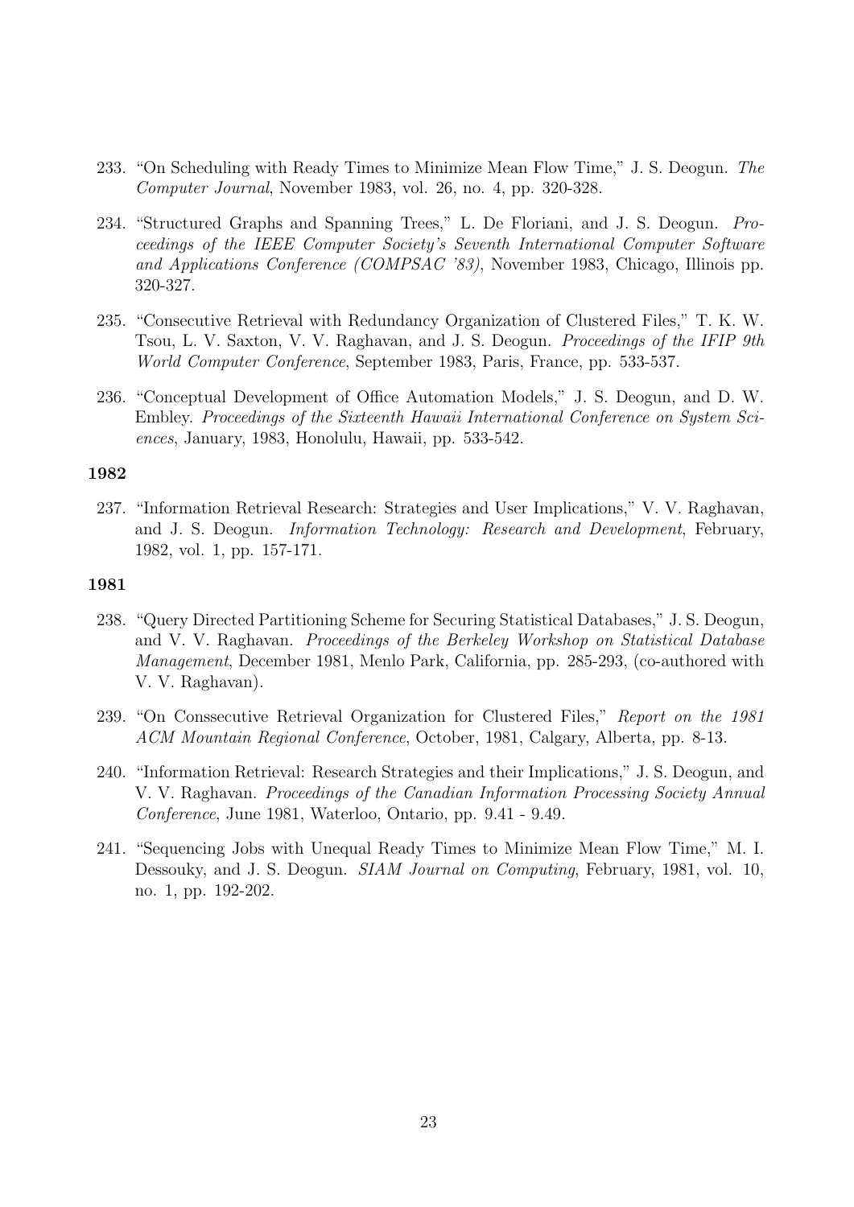233. "On Scheduling with Ready Times to Minimize Mean Flow Time," J. S. Deogun. *The Computer Journal*, November 1983, vol. 26, no. 4, pp. 320-328.

234. "Structured Graphs and Spanning Trees," L. De Floriani, and J. S. Deogun. *Proceedings of the IEEE Computer Society's Seventh International Computer Software and Applications Conference (COMPSAC '83)*, November 1983, Chicago, Illinois pp. 320-327.

235. "Consecutive Retrieval with Redundancy Organization of Clustered Files," T. K. W. Tsou, L. V. Saxton, V. V. Raghavan, and J. S. Deogun. *Proceedings of the IFIP 9th World Computer Conference*, September 1983, Paris, France, pp. 533-537.

236. "Conceptual Development of Office Automation Models," J. S. Deogun, and D. W. Embley. *Proceedings of the Sixteenth Hawaii International Conference on System Sciences*, January, 1983, Honolulu, Hawaii, pp. 533-542.

**1982**

237. "Information Retrieval Research: Strategies and User Implications," V. V. Raghavan, and J. S. Deogun. *Information Technology: Research and Development*, February, 1982, vol. 1, pp. 157-171.

**1981**

238. "Query Directed Partitioning Scheme for Securing Statistical Databases," J. S. Deogun, and V. V. Raghavan. *Proceedings of the Berkeley Workshop on Statistical Database Management*, December 1981, Menlo Park, California, pp. 285-293, (co-authored with V. V. Raghavan).

239. "On Conssecutive Retrieval Organization for Clustered Files," *Report on the 1981 ACM Mountain Regional Conference*, October, 1981, Calgary, Alberta, pp. 8-13.

240. "Information Retrieval: Research Strategies and their Implications," J. S. Deogun, and V. V. Raghavan. *Proceedings of the Canadian Information Processing Society Annual Conference*, June 1981, Waterloo, Ontario, pp. 9.41 - 9.49.

241. "Sequencing Jobs with Unequal Ready Times to Minimize Mean Flow Time," M. I. Dessouky, and J. S. Deogun. *SIAM Journal on Computing*, February, 1981, vol. 10, no. 1, pp. 192-202.